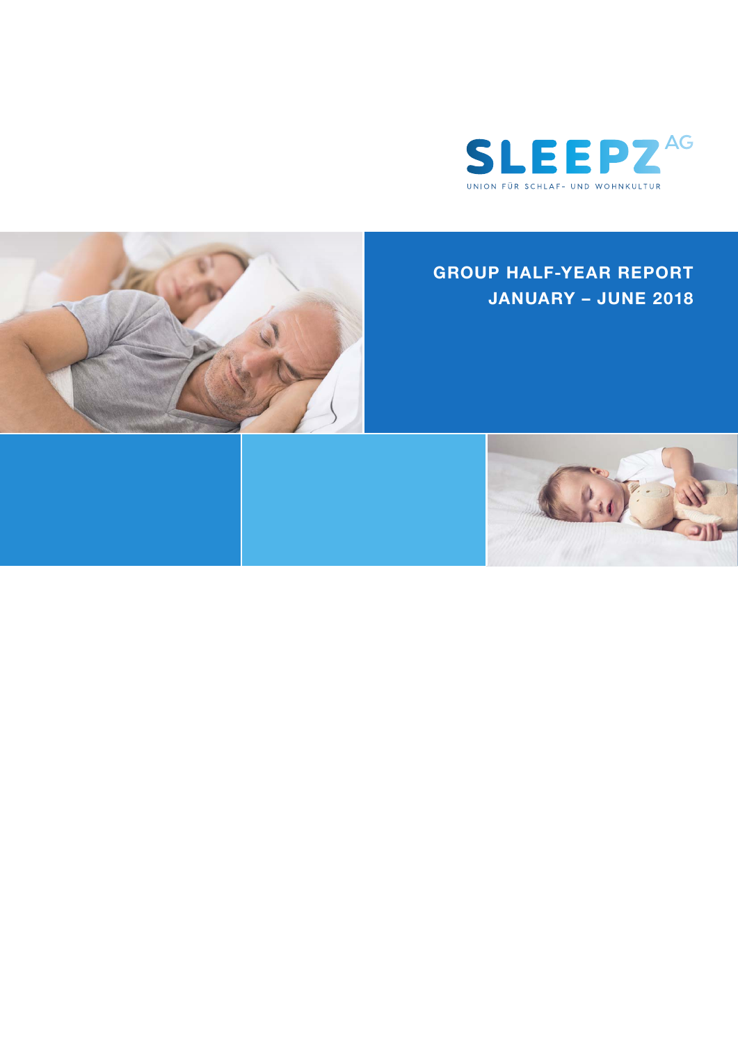SLEEPZ AG

UNION FÜR SCHLAF- UND WOHNKULTUR

# GROUP HALF-YEAR REPORT JANUARY – JUNE 2018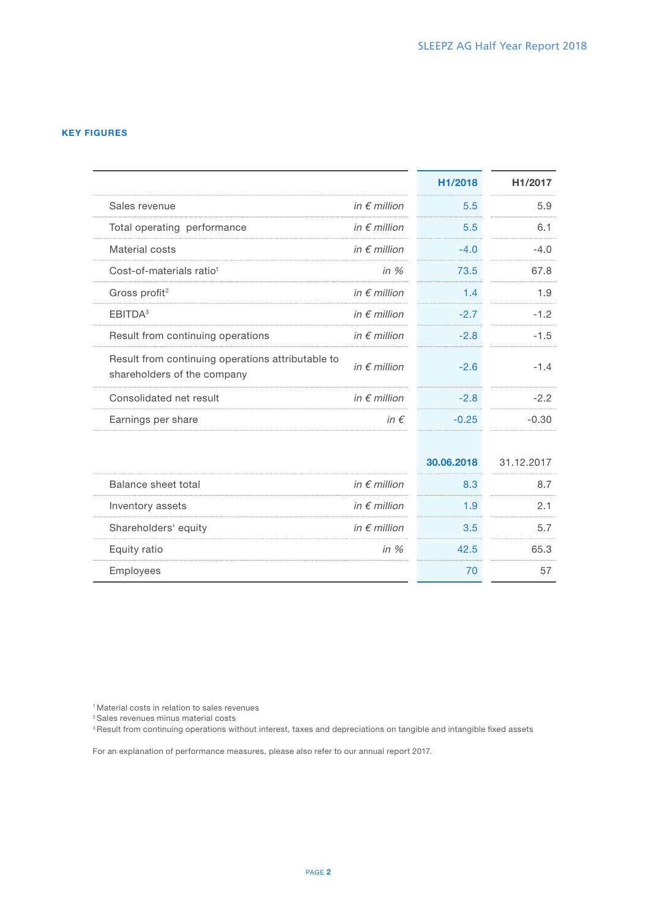## KEY FIGURES

| | | H1/2018 | H1/2017 |
|---|---|---|---|
| Sales revenue | *in € million* | 5.5 | 5.9 |
| Total operating performance | *in € million* | 5.5 | 6.1 |
| Material costs | *in € million* | -4.0 | -4.0 |
| Cost-of-materials ratio[1] | *in %* | 73.5 | 67.8 |
| Gross profit[2] | *in € million* | 1.4 | 1.9 |
| EBITDA[3] | *in € million* | -2.7 | -1.2 |
| Result from continuing operations | *in € million* | -2.8 | -1.5 |
| Result from continuing operations attributable to shareholders of the company | *in € million* | -2.6 | -1.4 |
| Consolidated net result | *in € million* | -2.8 | -2.2 |
| Earnings per share | *in €* | -0.25 | -0.30 |
| | | **30.06.2018** | 31.12.2017 |
| Balance sheet total | *in € million* | 8.3 | 8.7 |
| Inventory assets | *in € million* | 1.9 | 2.1 |
| Shareholders' equity | *in € million* | 3.5 | 5.7 |
| Equity ratio | *in %* | 42.5 | 65.3 |
| Employees | | 70 | 57 |

[1] Material costs in relation to sales revenues
[2] Sales revenues minus material costs
[3] Result from continuing operations without interest, taxes and depreciations on tangible and intangible fixed assets

For an explanation of performance measures, please also refer to our annual report 2017.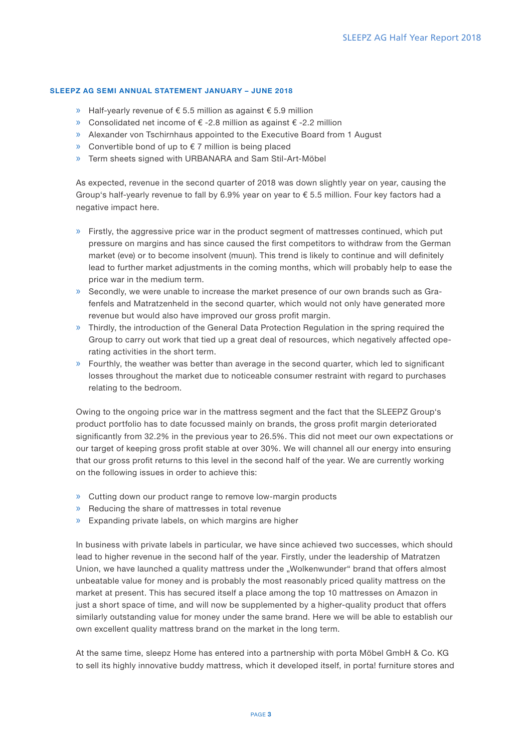## SLEEPZ AG SEMI ANNUAL STATEMENT JANUARY – JUNE 2018

- Half-yearly revenue of € 5.5 million as against € 5.9 million
- Consolidated net income of € -2.8 million as against € -2.2 million
- Alexander von Tschirnhaus appointed to the Executive Board from 1 August
- Convertible bond of up to € 7 million is being placed
- Term sheets signed with URBANARA and Sam Stil-Art-Möbel

As expected, revenue in the second quarter of 2018 was down slightly year on year, causing the Group's half-yearly revenue to fall by 6.9% year on year to € 5.5 million. Four key factors had a negative impact here.

- Firstly, the aggressive price war in the product segment of mattresses continued, which put pressure on margins and has since caused the first competitors to withdraw from the German market (eve) or to become insolvent (muun). This trend is likely to continue and will definitely lead to further market adjustments in the coming months, which will probably help to ease the price war in the medium term.
- Secondly, we were unable to increase the market presence of our own brands such as Grafenfels and Matratzenheld in the second quarter, which would not only have generated more revenue but would also have improved our gross profit margin.
- Thirdly, the introduction of the General Data Protection Regulation in the spring required the Group to carry out work that tied up a great deal of resources, which negatively affected operating activities in the short term.
- Fourthly, the weather was better than average in the second quarter, which led to significant losses throughout the market due to noticeable consumer restraint with regard to purchases relating to the bedroom.

Owing to the ongoing price war in the mattress segment and the fact that the SLEEPZ Group's product portfolio has to date focussed mainly on brands, the gross profit margin deteriorated significantly from 32.2% in the previous year to 26.5%. This did not meet our own expectations or our target of keeping gross profit stable at over 30%. We will channel all our energy into ensuring that our gross profit returns to this level in the second half of the year. We are currently working on the following issues in order to achieve this:

- Cutting down our product range to remove low-margin products
- Reducing the share of mattresses in total revenue
- Expanding private labels, on which margins are higher

In business with private labels in particular, we have since achieved two successes, which should lead to higher revenue in the second half of the year. Firstly, under the leadership of Matratzen Union, we have launched a quality mattress under the „Wolkenwunder" brand that offers almost unbeatable value for money and is probably the most reasonably priced quality mattress on the market at present. This has secured itself a place among the top 10 mattresses on Amazon in just a short space of time, and will now be supplemented by a higher-quality product that offers similarly outstanding value for money under the same brand. Here we will be able to establish our own excellent quality mattress brand on the market in the long term.

At the same time, sleepz Home has entered into a partnership with porta Möbel GmbH & Co. KG to sell its highly innovative buddy mattress, which it developed itself, in porta! furniture stores and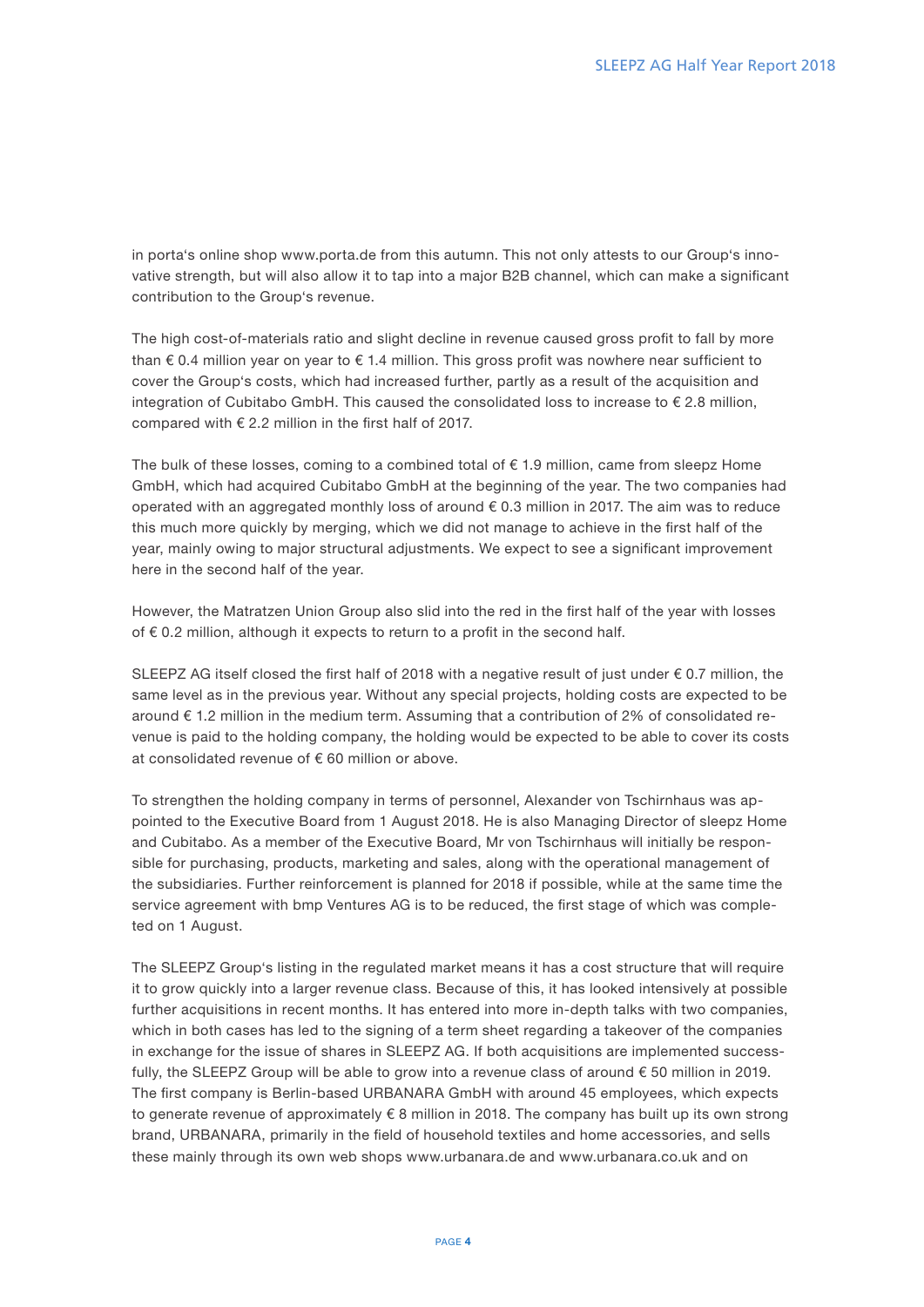in porta's online shop www.porta.de from this autumn. This not only attests to our Group's innovative strength, but will also allow it to tap into a major B2B channel, which can make a significant contribution to the Group's revenue.

The high cost-of-materials ratio and slight decline in revenue caused gross profit to fall by more than € 0.4 million year on year to € 1.4 million. This gross profit was nowhere near sufficient to cover the Group's costs, which had increased further, partly as a result of the acquisition and integration of Cubitabo GmbH. This caused the consolidated loss to increase to € 2.8 million, compared with € 2.2 million in the first half of 2017.

The bulk of these losses, coming to a combined total of € 1.9 million, came from sleepz Home GmbH, which had acquired Cubitabo GmbH at the beginning of the year. The two companies had operated with an aggregated monthly loss of around € 0.3 million in 2017. The aim was to reduce this much more quickly by merging, which we did not manage to achieve in the first half of the year, mainly owing to major structural adjustments. We expect to see a significant improvement here in the second half of the year.

However, the Matratzen Union Group also slid into the red in the first half of the year with losses of € 0.2 million, although it expects to return to a profit in the second half.

SLEEPZ AG itself closed the first half of 2018 with a negative result of just under € 0.7 million, the same level as in the previous year. Without any special projects, holding costs are expected to be around € 1.2 million in the medium term. Assuming that a contribution of 2% of consolidated revenue is paid to the holding company, the holding would be expected to be able to cover its costs at consolidated revenue of € 60 million or above.

To strengthen the holding company in terms of personnel, Alexander von Tschirnhaus was appointed to the Executive Board from 1 August 2018. He is also Managing Director of sleepz Home and Cubitabo. As a member of the Executive Board, Mr von Tschirnhaus will initially be responsible for purchasing, products, marketing and sales, along with the operational management of the subsidiaries. Further reinforcement is planned for 2018 if possible, while at the same time the service agreement with bmp Ventures AG is to be reduced, the first stage of which was completed on 1 August.

The SLEEPZ Group's listing in the regulated market means it has a cost structure that will require it to grow quickly into a larger revenue class. Because of this, it has looked intensively at possible further acquisitions in recent months. It has entered into more in-depth talks with two companies, which in both cases has led to the signing of a term sheet regarding a takeover of the companies in exchange for the issue of shares in SLEEPZ AG. If both acquisitions are implemented successfully, the SLEEPZ Group will be able to grow into a revenue class of around € 50 million in 2019. The first company is Berlin-based URBANARA GmbH with around 45 employees, which expects to generate revenue of approximately € 8 million in 2018. The company has built up its own strong brand, URBANARA, primarily in the field of household textiles and home accessories, and sells these mainly through its own web shops www.urbanara.de and www.urbanara.co.uk and on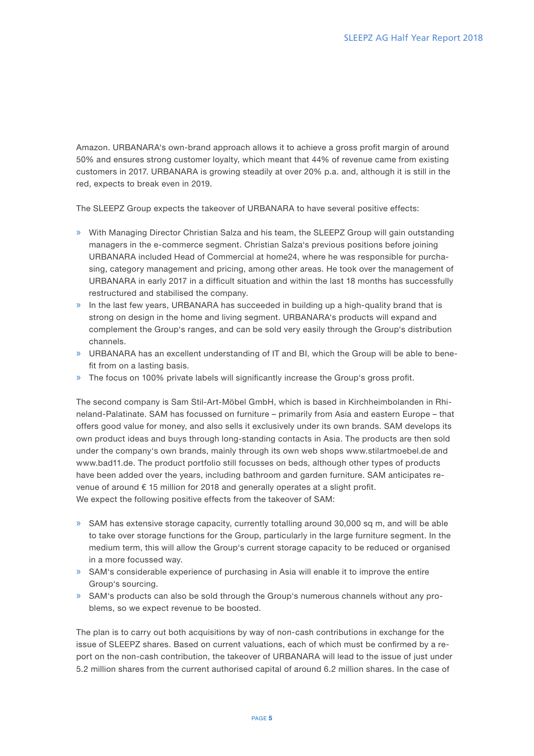Amazon. URBANARA's own-brand approach allows it to achieve a gross profit margin of around 50% and ensures strong customer loyalty, which meant that 44% of revenue came from existing customers in 2017. URBANARA is growing steadily at over 20% p.a. and, although it is still in the red, expects to break even in 2019.

The SLEEPZ Group expects the takeover of URBANARA to have several positive effects:

- With Managing Director Christian Salza and his team, the SLEEPZ Group will gain outstanding managers in the e-commerce segment. Christian Salza's previous positions before joining URBANARA included Head of Commercial at home24, where he was responsible for purchasing, category management and pricing, among other areas. He took over the management of URBANARA in early 2017 in a difficult situation and within the last 18 months has successfully restructured and stabilised the company.
- In the last few years, URBANARA has succeeded in building up a high-quality brand that is strong on design in the home and living segment. URBANARA's products will expand and complement the Group's ranges, and can be sold very easily through the Group's distribution channels.
- URBANARA has an excellent understanding of IT and BI, which the Group will be able to benefit from on a lasting basis.
- The focus on 100% private labels will significantly increase the Group's gross profit.

The second company is Sam Stil-Art-Möbel GmbH, which is based in Kirchheimbolanden in Rhineland-Palatinate. SAM has focussed on furniture – primarily from Asia and eastern Europe – that offers good value for money, and also sells it exclusively under its own brands. SAM develops its own product ideas and buys through long-standing contacts in Asia. The products are then sold under the company's own brands, mainly through its own web shops www.stilartmoebel.de and www.bad11.de. The product portfolio still focusses on beds, although other types of products have been added over the years, including bathroom and garden furniture. SAM anticipates revenue of around € 15 million for 2018 and generally operates at a slight profit.
We expect the following positive effects from the takeover of SAM:

- SAM has extensive storage capacity, currently totalling around 30,000 sq m, and will be able to take over storage functions for the Group, particularly in the large furniture segment. In the medium term, this will allow the Group's current storage capacity to be reduced or organised in a more focussed way.
- SAM's considerable experience of purchasing in Asia will enable it to improve the entire Group's sourcing.
- SAM's products can also be sold through the Group's numerous channels without any problems, so we expect revenue to be boosted.

The plan is to carry out both acquisitions by way of non-cash contributions in exchange for the issue of SLEEPZ shares. Based on current valuations, each of which must be confirmed by a report on the non-cash contribution, the takeover of URBANARA will lead to the issue of just under 5.2 million shares from the current authorised capital of around 6.2 million shares. In the case of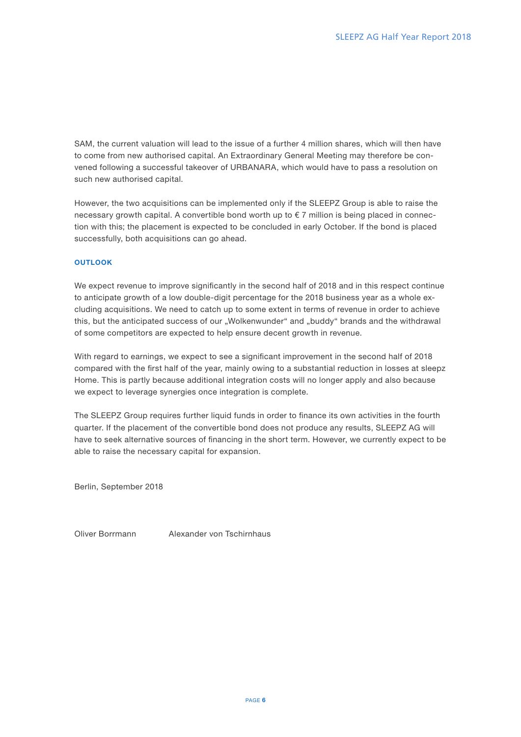SAM, the current valuation will lead to the issue of a further 4 million shares, which will then have to come from new authorised capital. An Extraordinary General Meeting may therefore be convened following a successful takeover of URBANARA, which would have to pass a resolution on such new authorised capital.

However, the two acquisitions can be implemented only if the SLEEPZ Group is able to raise the necessary growth capital. A convertible bond worth up to € 7 million is being placed in connection with this; the placement is expected to be concluded in early October. If the bond is placed successfully, both acquisitions can go ahead.

### OUTLOOK

We expect revenue to improve significantly in the second half of 2018 and in this respect continue to anticipate growth of a low double-digit percentage for the 2018 business year as a whole excluding acquisitions. We need to catch up to some extent in terms of revenue in order to achieve this, but the anticipated success of our „Wolkenwunder" and „buddy" brands and the withdrawal of some competitors are expected to help ensure decent growth in revenue.

With regard to earnings, we expect to see a significant improvement in the second half of 2018 compared with the first half of the year, mainly owing to a substantial reduction in losses at sleepz Home. This is partly because additional integration costs will no longer apply and also because we expect to leverage synergies once integration is complete.

The SLEEPZ Group requires further liquid funds in order to finance its own activities in the fourth quarter. If the placement of the convertible bond does not produce any results, SLEEPZ AG will have to seek alternative sources of financing in the short term. However, we currently expect to be able to raise the necessary capital for expansion.

Berlin, September 2018

Oliver Borrmann Alexander von Tschirnhaus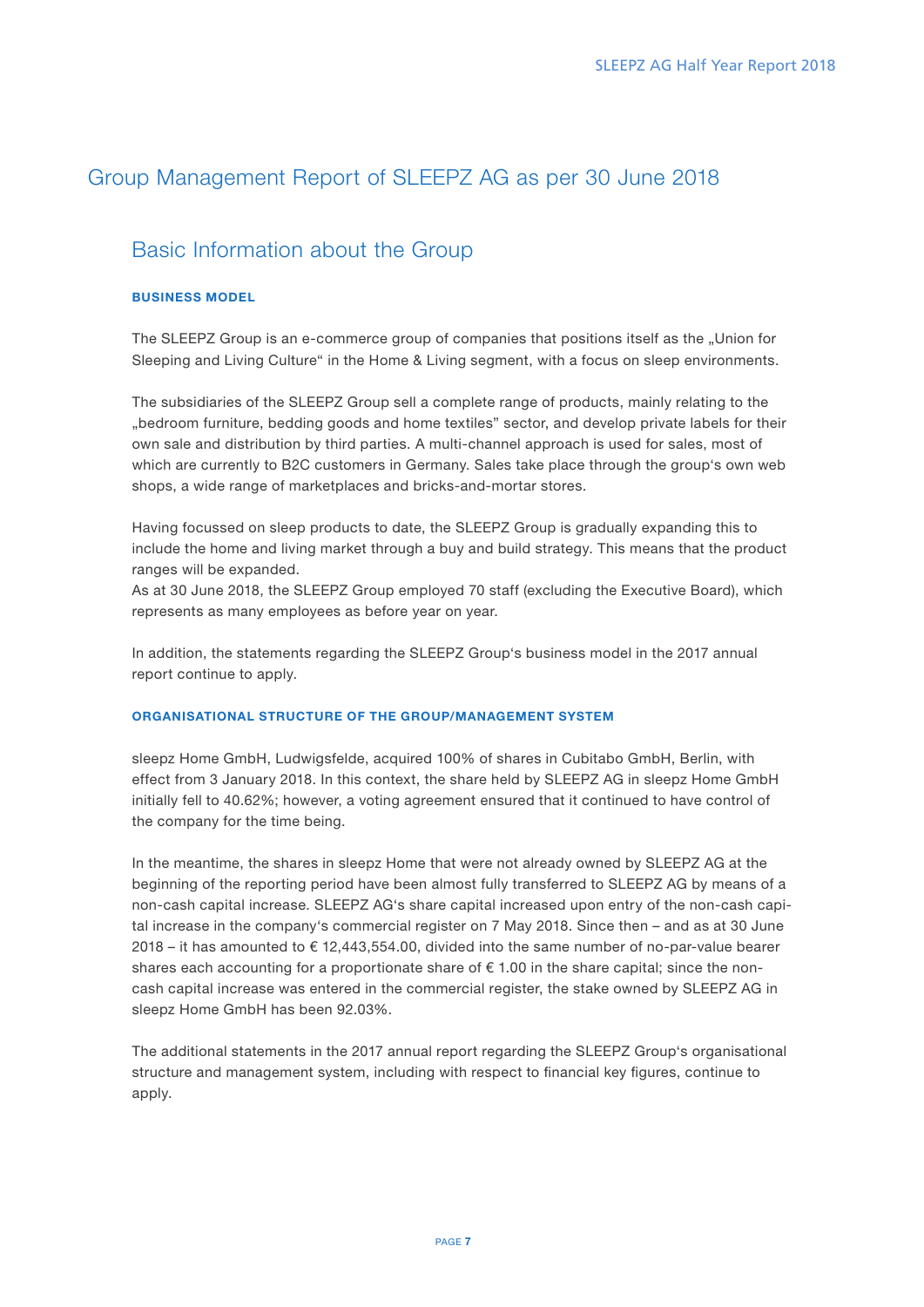# Group Management Report of SLEEPZ AG as per 30 June 2018

## Basic Information about the Group

### BUSINESS MODEL

The SLEEPZ Group is an e-commerce group of companies that positions itself as the „Union for Sleeping and Living Culture“ in the Home & Living segment, with a focus on sleep environments.

The subsidiaries of the SLEEPZ Group sell a complete range of products, mainly relating to the „bedroom furniture, bedding goods and home textiles” sector, and develop private labels for their own sale and distribution by third parties. A multi-channel approach is used for sales, most of which are currently to B2C customers in Germany. Sales take place through the group‘s own web shops, a wide range of marketplaces and bricks-and-mortar stores.

Having focussed on sleep products to date, the SLEEPZ Group is gradually expanding this to include the home and living market through a buy and build strategy. This means that the product ranges will be expanded.
As at 30 June 2018, the SLEEPZ Group employed 70 staff (excluding the Executive Board), which represents as many employees as before year on year.

In addition, the statements regarding the SLEEPZ Group‘s business model in the 2017 annual report continue to apply.

### ORGANISATIONAL STRUCTURE OF THE GROUP/MANAGEMENT SYSTEM

sleepz Home GmbH, Ludwigsfelde, acquired 100% of shares in Cubitabo GmbH, Berlin, with effect from 3 January 2018. In this context, the share held by SLEEPZ AG in sleepz Home GmbH initially fell to 40.62%; however, a voting agreement ensured that it continued to have control of the company for the time being.

In the meantime, the shares in sleepz Home that were not already owned by SLEEPZ AG at the beginning of the reporting period have been almost fully transferred to SLEEPZ AG by means of a non-cash capital increase. SLEEPZ AG‘s share capital increased upon entry of the non-cash capital increase in the company‘s commercial register on 7 May 2018. Since then – and as at 30 June 2018 – it has amounted to € 12,443,554.00, divided into the same number of no-par-value bearer shares each accounting for a proportionate share of € 1.00 in the share capital; since the non-cash capital increase was entered in the commercial register, the stake owned by SLEEPZ AG in sleepz Home GmbH has been 92.03%.

The additional statements in the 2017 annual report regarding the SLEEPZ Group‘s organisational structure and management system, including with respect to financial key figures, continue to apply.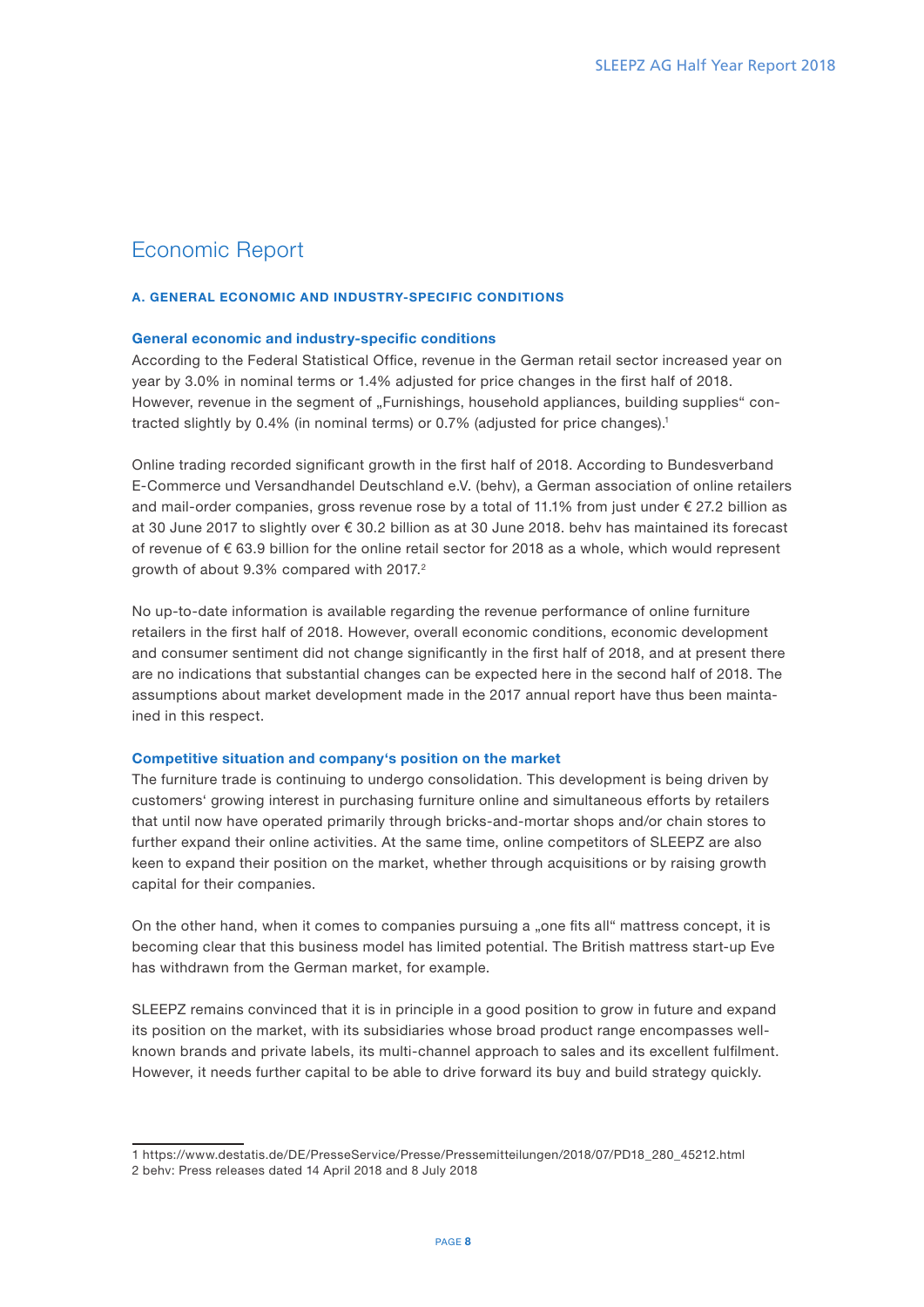# Economic Report

### A. GENERAL ECONOMIC AND INDUSTRY-SPECIFIC CONDITIONS

**General economic and industry-specific conditions**

According to the Federal Statistical Office, revenue in the German retail sector increased year on year by 3.0% in nominal terms or 1.4% adjusted for price changes in the first half of 2018. However, revenue in the segment of „Furnishings, household appliances, building supplies" contracted slightly by 0.4% (in nominal terms) or 0.7% (adjusted for price changes).[1]

Online trading recorded significant growth in the first half of 2018. According to Bundesverband E-Commerce und Versandhandel Deutschland e.V. (behv), a German association of online retailers and mail-order companies, gross revenue rose by a total of 11.1% from just under € 27.2 billion as at 30 June 2017 to slightly over € 30.2 billion as at 30 June 2018. behv has maintained its forecast of revenue of € 63.9 billion for the online retail sector for 2018 as a whole, which would represent growth of about 9.3% compared with 2017.[2]

No up-to-date information is available regarding the revenue performance of online furniture retailers in the first half of 2018. However, overall economic conditions, economic development and consumer sentiment did not change significantly in the first half of 2018, and at present there are no indications that substantial changes can be expected here in the second half of 2018. The assumptions about market development made in the 2017 annual report have thus been maintained in this respect.

**Competitive situation and company's position on the market**

The furniture trade is continuing to undergo consolidation. This development is being driven by customers' growing interest in purchasing furniture online and simultaneous efforts by retailers that until now have operated primarily through bricks-and-mortar shops and/or chain stores to further expand their online activities. At the same time, online competitors of SLEEPZ are also keen to expand their position on the market, whether through acquisitions or by raising growth capital for their companies.

On the other hand, when it comes to companies pursuing a „one fits all" mattress concept, it is becoming clear that this business model has limited potential. The British mattress start-up Eve has withdrawn from the German market, for example.

SLEEPZ remains convinced that it is in principle in a good position to grow in future and expand its position on the market, with its subsidiaries whose broad product range encompasses well-known brands and private labels, its multi-channel approach to sales and its excellent fulfilment. However, it needs further capital to be able to drive forward its buy and build strategy quickly.

---

1 https://www.destatis.de/DE/PresseService/Presse/Pressemitteilungen/2018/07/PD18_280_45212.html
2 behv: Press releases dated 14 April 2018 and 8 July 2018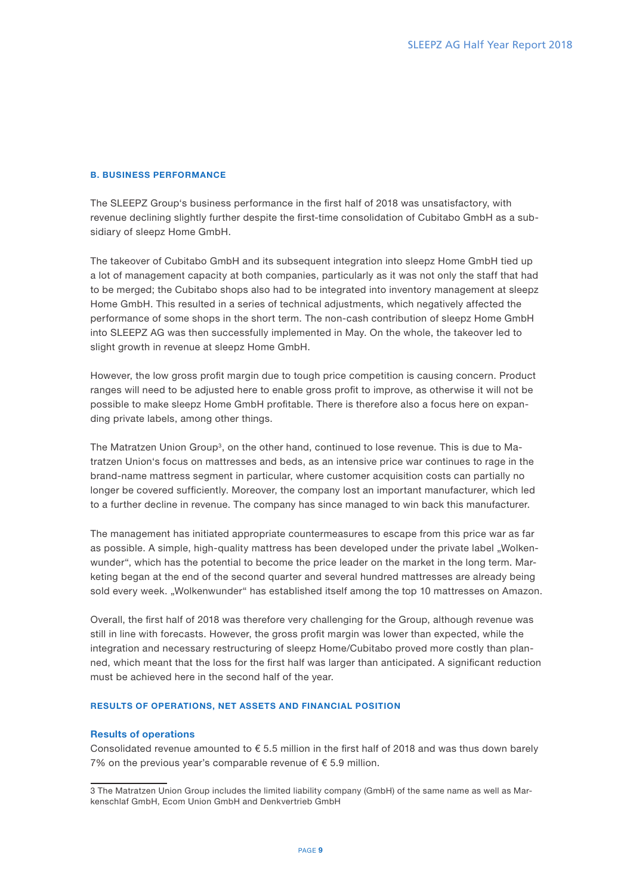### B. BUSINESS PERFORMANCE

The SLEEPZ Group's business performance in the first half of 2018 was unsatisfactory, with revenue declining slightly further despite the first-time consolidation of Cubitabo GmbH as a subsidiary of sleepz Home GmbH.

The takeover of Cubitabo GmbH and its subsequent integration into sleepz Home GmbH tied up a lot of management capacity at both companies, particularly as it was not only the staff that had to be merged; the Cubitabo shops also had to be integrated into inventory management at sleepz Home GmbH. This resulted in a series of technical adjustments, which negatively affected the performance of some shops in the short term. The non-cash contribution of sleepz Home GmbH into SLEEPZ AG was then successfully implemented in May. On the whole, the takeover led to slight growth in revenue at sleepz Home GmbH.

However, the low gross profit margin due to tough price competition is causing concern. Product ranges will need to be adjusted here to enable gross profit to improve, as otherwise it will not be possible to make sleepz Home GmbH profitable. There is therefore also a focus here on expanding private labels, among other things.

The Matratzen Union Group[3], on the other hand, continued to lose revenue. This is due to Matratzen Union's focus on mattresses and beds, as an intensive price war continues to rage in the brand-name mattress segment in particular, where customer acquisition costs can partially no longer be covered sufficiently. Moreover, the company lost an important manufacturer, which led to a further decline in revenue. The company has since managed to win back this manufacturer.

The management has initiated appropriate countermeasures to escape from this price war as far as possible. A simple, high-quality mattress has been developed under the private label „Wolkenwunder", which has the potential to become the price leader on the market in the long term. Marketing began at the end of the second quarter and several hundred mattresses are already being sold every week. „Wolkenwunder" has established itself among the top 10 mattresses on Amazon.

Overall, the first half of 2018 was therefore very challenging for the Group, although revenue was still in line with forecasts. However, the gross profit margin was lower than expected, while the integration and necessary restructuring of sleepz Home/Cubitabo proved more costly than planned, which meant that the loss for the first half was larger than anticipated. A significant reduction must be achieved here in the second half of the year.

### RESULTS OF OPERATIONS, NET ASSETS AND FINANCIAL POSITION

#### Results of operations

Consolidated revenue amounted to € 5.5 million in the first half of 2018 and was thus down barely 7% on the previous year's comparable revenue of € 5.9 million.

3 The Matratzen Union Group includes the limited liability company (GmbH) of the same name as well as Markenschlaf GmbH, Ecom Union GmbH and Denkvertrieb GmbH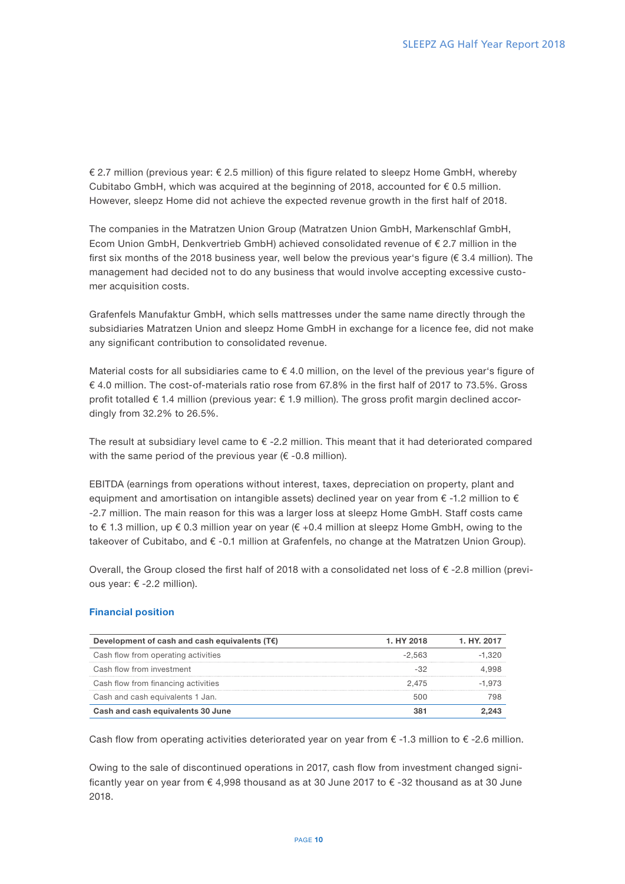€ 2.7 million (previous year: € 2.5 million) of this figure related to sleepz Home GmbH, whereby Cubitabo GmbH, which was acquired at the beginning of 2018, accounted for € 0.5 million. However, sleepz Home did not achieve the expected revenue growth in the first half of 2018.

The companies in the Matratzen Union Group (Matratzen Union GmbH, Markenschlaf GmbH, Ecom Union GmbH, Denkvertrieb GmbH) achieved consolidated revenue of € 2.7 million in the first six months of the 2018 business year, well below the previous year's figure (€ 3.4 million). The management had decided not to do any business that would involve accepting excessive customer acquisition costs.

Grafenfels Manufaktur GmbH, which sells mattresses under the same name directly through the subsidiaries Matratzen Union and sleepz Home GmbH in exchange for a licence fee, did not make any significant contribution to consolidated revenue.

Material costs for all subsidiaries came to € 4.0 million, on the level of the previous year's figure of € 4.0 million. The cost-of-materials ratio rose from 67.8% in the first half of 2017 to 73.5%. Gross profit totalled € 1.4 million (previous year: € 1.9 million). The gross profit margin declined accordingly from 32.2% to 26.5%.

The result at subsidiary level came to € -2.2 million. This meant that it had deteriorated compared with the same period of the previous year (€ -0.8 million).

EBITDA (earnings from operations without interest, taxes, depreciation on property, plant and equipment and amortisation on intangible assets) declined year on year from € -1.2 million to € -2.7 million. The main reason for this was a larger loss at sleepz Home GmbH. Staff costs came to € 1.3 million, up € 0.3 million year on year (€ +0.4 million at sleepz Home GmbH, owing to the takeover of Cubitabo, and € -0.1 million at Grafenfels, no change at the Matratzen Union Group).

Overall, the Group closed the first half of 2018 with a consolidated net loss of € -2.8 million (previous year: € -2.2 million).

## Financial position

| Development of cash and cash equivalents (T€) | 1. HY 2018 | 1. HY. 2017 |
|---|---|---|
| Cash flow from operating activities | -2,563 | -1,320 |
| Cash flow from investment | -32 | 4,998 |
| Cash flow from financing activities | 2,475 | -1,973 |
| Cash and cash equivalents 1 Jan. | 500 | 798 |
| **Cash and cash equivalents 30 June** | **381** | **2,243** |

Cash flow from operating activities deteriorated year on year from € -1.3 million to € -2.6 million.

Owing to the sale of discontinued operations in 2017, cash flow from investment changed significantly year on year from € 4,998 thousand as at 30 June 2017 to € -32 thousand as at 30 June 2018.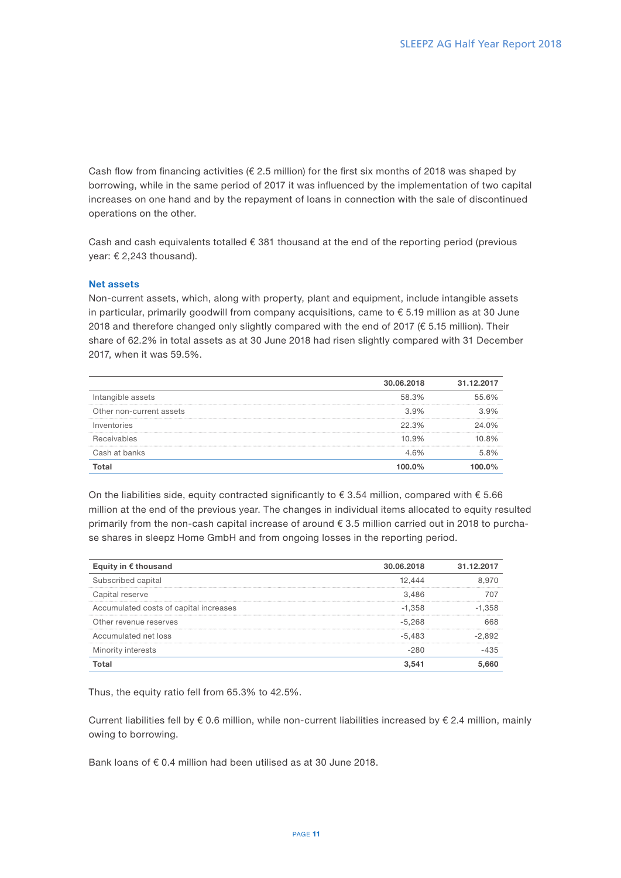Cash flow from financing activities (€ 2.5 million) for the first six months of 2018 was shaped by borrowing, while in the same period of 2017 it was influenced by the implementation of two capital increases on one hand and by the repayment of loans in connection with the sale of discontinued operations on the other.

Cash and cash equivalents totalled € 381 thousand at the end of the reporting period (previous year: € 2,243 thousand).

### Net assets

Non-current assets, which, along with property, plant and equipment, include intangible assets in particular, primarily goodwill from company acquisitions, came to € 5.19 million as at 30 June 2018 and therefore changed only slightly compared with the end of 2017 (€ 5.15 million). Their share of 62.2% in total assets as at 30 June 2018 had risen slightly compared with 31 December 2017, when it was 59.5%.

| | 30.06.2018 | 31.12.2017 |
|---|---|---|
| Intangible assets | 58.3% | 55.6% |
| Other non-current assets | 3.9% | 3.9% |
| Inventories | 22.3% | 24.0% |
| Receivables | 10.9% | 10.8% |
| Cash at banks | 4.6% | 5.8% |
| **Total** | **100.0%** | **100.0%** |

On the liabilities side, equity contracted significantly to € 3.54 million, compared with € 5.66 million at the end of the previous year. The changes in individual items allocated to equity resulted primarily from the non-cash capital increase of around € 3.5 million carried out in 2018 to purchase shares in sleepz Home GmbH and from ongoing losses in the reporting period.

| Equity in € thousand | 30.06.2018 | 31.12.2017 |
|---|---|---|
| Subscribed capital | 12,444 | 8,970 |
| Capital reserve | 3,486 | 707 |
| Accumulated costs of capital increases | -1,358 | -1,358 |
| Other revenue reserves | -5,268 | 668 |
| Accumulated net loss | -5,483 | -2,892 |
| Minority interests | -280 | -435 |
| **Total** | **3,541** | **5,660** |

Thus, the equity ratio fell from 65.3% to 42.5%.

Current liabilities fell by € 0.6 million, while non-current liabilities increased by € 2.4 million, mainly owing to borrowing.

Bank loans of € 0.4 million had been utilised as at 30 June 2018.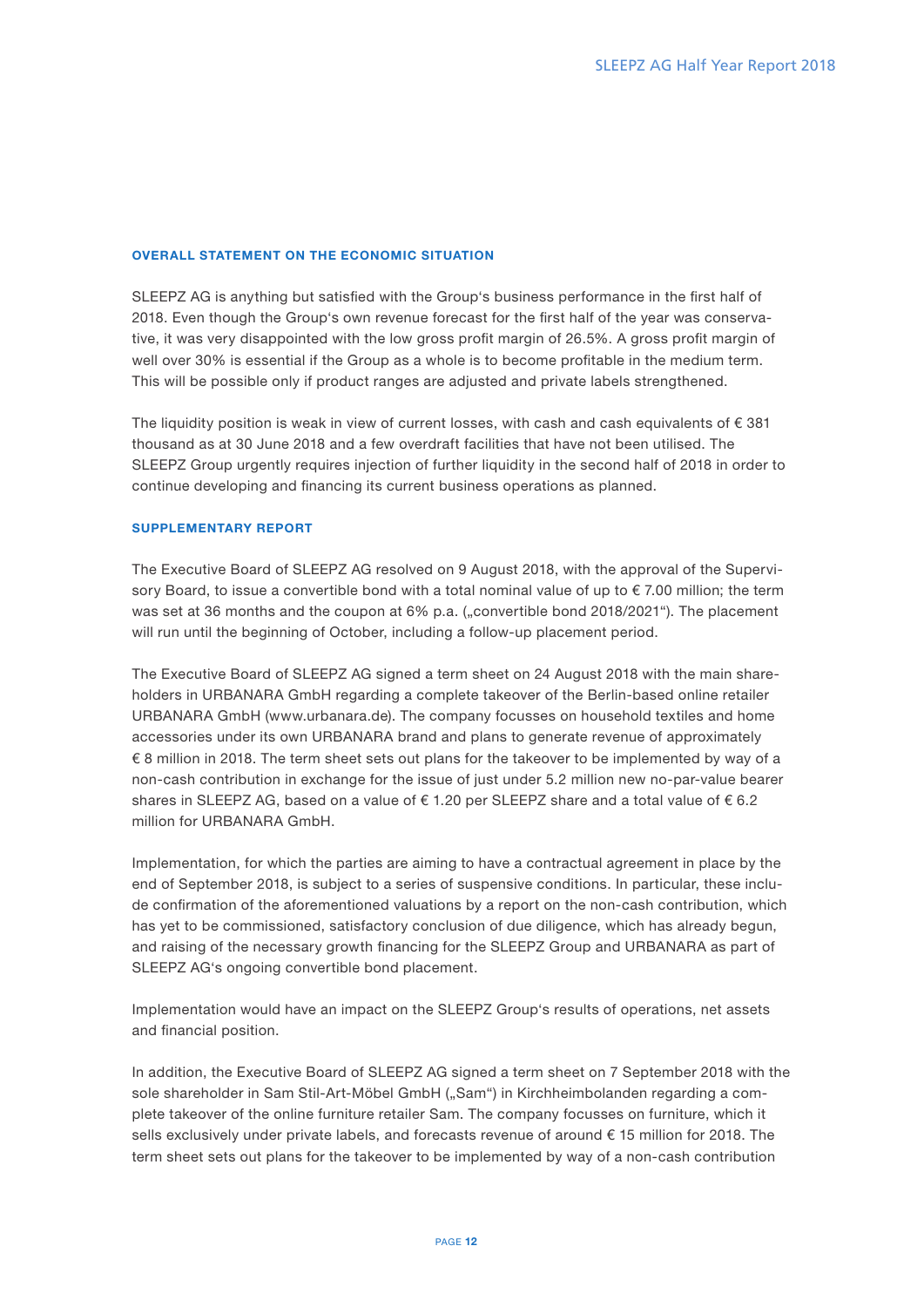## OVERALL STATEMENT ON THE ECONOMIC SITUATION

SLEEPZ AG is anything but satisfied with the Group's business performance in the first half of 2018. Even though the Group's own revenue forecast for the first half of the year was conservative, it was very disappointed with the low gross profit margin of 26.5%. A gross profit margin of well over 30% is essential if the Group as a whole is to become profitable in the medium term. This will be possible only if product ranges are adjusted and private labels strengthened.

The liquidity position is weak in view of current losses, with cash and cash equivalents of € 381 thousand as at 30 June 2018 and a few overdraft facilities that have not been utilised. The SLEEPZ Group urgently requires injection of further liquidity in the second half of 2018 in order to continue developing and financing its current business operations as planned.

## SUPPLEMENTARY REPORT

The Executive Board of SLEEPZ AG resolved on 9 August 2018, with the approval of the Supervisory Board, to issue a convertible bond with a total nominal value of up to € 7.00 million; the term was set at 36 months and the coupon at 6% p.a. („convertible bond 2018/2021"). The placement will run until the beginning of October, including a follow-up placement period.

The Executive Board of SLEEPZ AG signed a term sheet on 24 August 2018 with the main shareholders in URBANARA GmbH regarding a complete takeover of the Berlin-based online retailer URBANARA GmbH (www.urbanara.de). The company focusses on household textiles and home accessories under its own URBANARA brand and plans to generate revenue of approximately € 8 million in 2018. The term sheet sets out plans for the takeover to be implemented by way of a non-cash contribution in exchange for the issue of just under 5.2 million new no-par-value bearer shares in SLEEPZ AG, based on a value of € 1.20 per SLEEPZ share and a total value of € 6.2 million for URBANARA GmbH.

Implementation, for which the parties are aiming to have a contractual agreement in place by the end of September 2018, is subject to a series of suspensive conditions. In particular, these include confirmation of the aforementioned valuations by a report on the non-cash contribution, which has yet to be commissioned, satisfactory conclusion of due diligence, which has already begun, and raising of the necessary growth financing for the SLEEPZ Group and URBANARA as part of SLEEPZ AG's ongoing convertible bond placement.

Implementation would have an impact on the SLEEPZ Group's results of operations, net assets and financial position.

In addition, the Executive Board of SLEEPZ AG signed a term sheet on 7 September 2018 with the sole shareholder in Sam Stil-Art-Möbel GmbH („Sam") in Kirchheimbolanden regarding a complete takeover of the online furniture retailer Sam. The company focusses on furniture, which it sells exclusively under private labels, and forecasts revenue of around € 15 million for 2018. The term sheet sets out plans for the takeover to be implemented by way of a non-cash contribution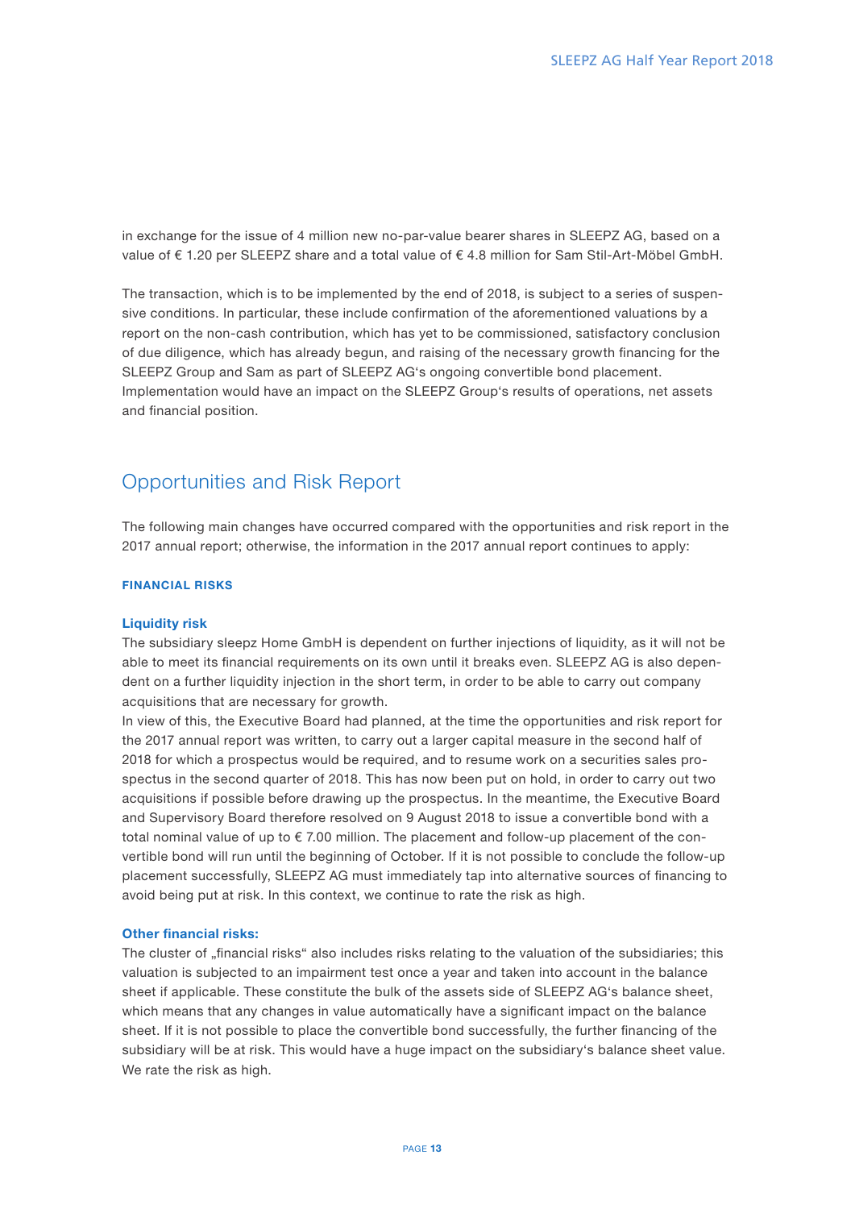in exchange for the issue of 4 million new no-par-value bearer shares in SLEEPZ AG, based on a value of € 1.20 per SLEEPZ share and a total value of € 4.8 million for Sam Stil-Art-Möbel GmbH.

The transaction, which is to be implemented by the end of 2018, is subject to a series of suspensive conditions. In particular, these include confirmation of the aforementioned valuations by a report on the non-cash contribution, which has yet to be commissioned, satisfactory conclusion of due diligence, which has already begun, and raising of the necessary growth financing for the SLEEPZ Group and Sam as part of SLEEPZ AG's ongoing convertible bond placement. Implementation would have an impact on the SLEEPZ Group's results of operations, net assets and financial position.

## Opportunities and Risk Report

The following main changes have occurred compared with the opportunities and risk report in the 2017 annual report; otherwise, the information in the 2017 annual report continues to apply:

#### FINANCIAL RISKS

**Liquidity risk**

The subsidiary sleepz Home GmbH is dependent on further injections of liquidity, as it will not be able to meet its financial requirements on its own until it breaks even. SLEEPZ AG is also dependent on a further liquidity injection in the short term, in order to be able to carry out company acquisitions that are necessary for growth.

In view of this, the Executive Board had planned, at the time the opportunities and risk report for the 2017 annual report was written, to carry out a larger capital measure in the second half of 2018 for which a prospectus would be required, and to resume work on a securities sales prospectus in the second quarter of 2018. This has now been put on hold, in order to carry out two acquisitions if possible before drawing up the prospectus. In the meantime, the Executive Board and Supervisory Board therefore resolved on 9 August 2018 to issue a convertible bond with a total nominal value of up to € 7.00 million. The placement and follow-up placement of the convertible bond will run until the beginning of October. If it is not possible to conclude the follow-up placement successfully, SLEEPZ AG must immediately tap into alternative sources of financing to avoid being put at risk. In this context, we continue to rate the risk as high.

**Other financial risks:**

The cluster of „financial risks" also includes risks relating to the valuation of the subsidiaries; this valuation is subjected to an impairment test once a year and taken into account in the balance sheet if applicable. These constitute the bulk of the assets side of SLEEPZ AG's balance sheet, which means that any changes in value automatically have a significant impact on the balance sheet. If it is not possible to place the convertible bond successfully, the further financing of the subsidiary will be at risk. This would have a huge impact on the subsidiary's balance sheet value. We rate the risk as high.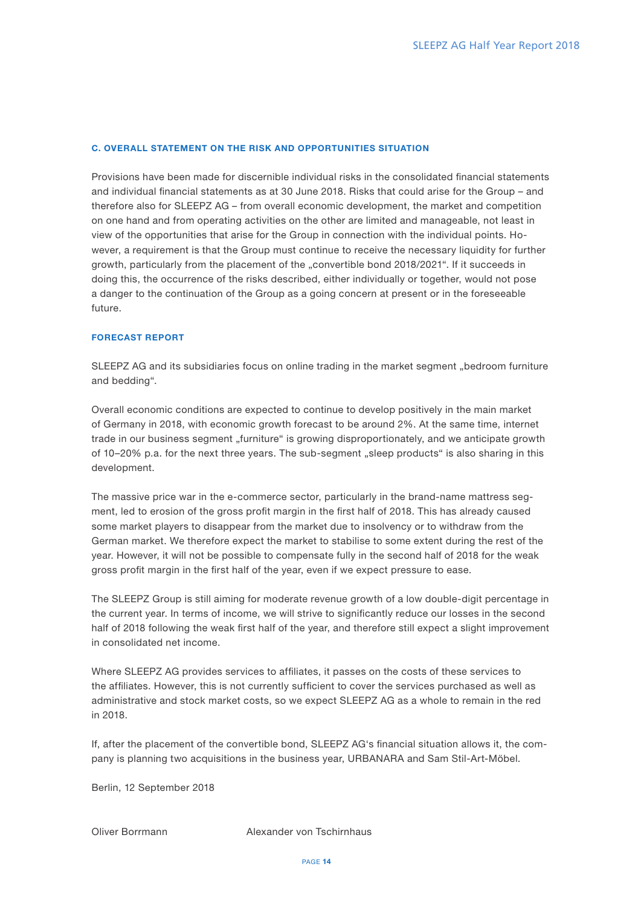## C. OVERALL STATEMENT ON THE RISK AND OPPORTUNITIES SITUATION

Provisions have been made for discernible individual risks in the consolidated financial statements and individual financial statements as at 30 June 2018. Risks that could arise for the Group – and therefore also for SLEEPZ AG – from overall economic development, the market and competition on one hand and from operating activities on the other are limited and manageable, not least in view of the opportunities that arise for the Group in connection with the individual points. However, a requirement is that the Group must continue to receive the necessary liquidity for further growth, particularly from the placement of the „convertible bond 2018/2021". If it succeeds in doing this, the occurrence of the risks described, either individually or together, would not pose a danger to the continuation of the Group as a going concern at present or in the foreseeable future.

## FORECAST REPORT

SLEEPZ AG and its subsidiaries focus on online trading in the market segment „bedroom furniture and bedding".

Overall economic conditions are expected to continue to develop positively in the main market of Germany in 2018, with economic growth forecast to be around 2%. At the same time, internet trade in our business segment „furniture" is growing disproportionately, and we anticipate growth of 10–20% p.a. for the next three years. The sub-segment „sleep products" is also sharing in this development.

The massive price war in the e-commerce sector, particularly in the brand-name mattress segment, led to erosion of the gross profit margin in the first half of 2018. This has already caused some market players to disappear from the market due to insolvency or to withdraw from the German market. We therefore expect the market to stabilise to some extent during the rest of the year. However, it will not be possible to compensate fully in the second half of 2018 for the weak gross profit margin in the first half of the year, even if we expect pressure to ease.

The SLEEPZ Group is still aiming for moderate revenue growth of a low double-digit percentage in the current year. In terms of income, we will strive to significantly reduce our losses in the second half of 2018 following the weak first half of the year, and therefore still expect a slight improvement in consolidated net income.

Where SLEEPZ AG provides services to affiliates, it passes on the costs of these services to the affiliates. However, this is not currently sufficient to cover the services purchased as well as administrative and stock market costs, so we expect SLEEPZ AG as a whole to remain in the red in 2018.

If, after the placement of the convertible bond, SLEEPZ AG's financial situation allows it, the company is planning two acquisitions in the business year, URBANARA and Sam Stil-Art-Möbel.

Berlin, 12 September 2018

Oliver Borrmann Alexander von Tschirnhaus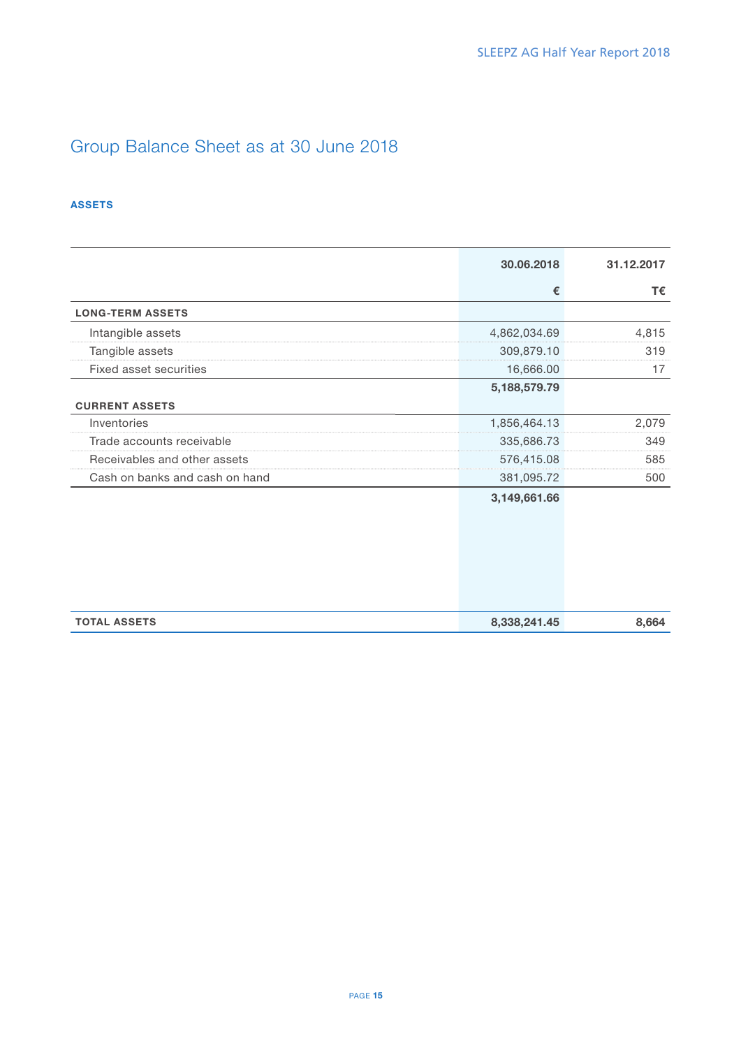# Group Balance Sheet as at 30 June 2018

**ASSETS**

| | 30.06.2018 | 31.12.2017 |
|---|---|---|
| | € | T€ |
| **LONG-TERM ASSETS** | | |
| Intangible assets | 4,862,034.69 | 4,815 |
| Tangible assets | 309,879.10 | 319 |
| Fixed asset securities | 16,666.00 | 17 |
| | **5,188,579.79** | |
| **CURRENT ASSETS** | | |
| Inventories | 1,856,464.13 | 2,079 |
| Trade accounts receivable | 335,686.73 | 349 |
| Receivables and other assets | 576,415.08 | 585 |
| Cash on banks and cash on hand | 381,095.72 | 500 |
| | **3,149,661.66** | |
| **TOTAL ASSETS** | **8,338,241.45** | **8,664** |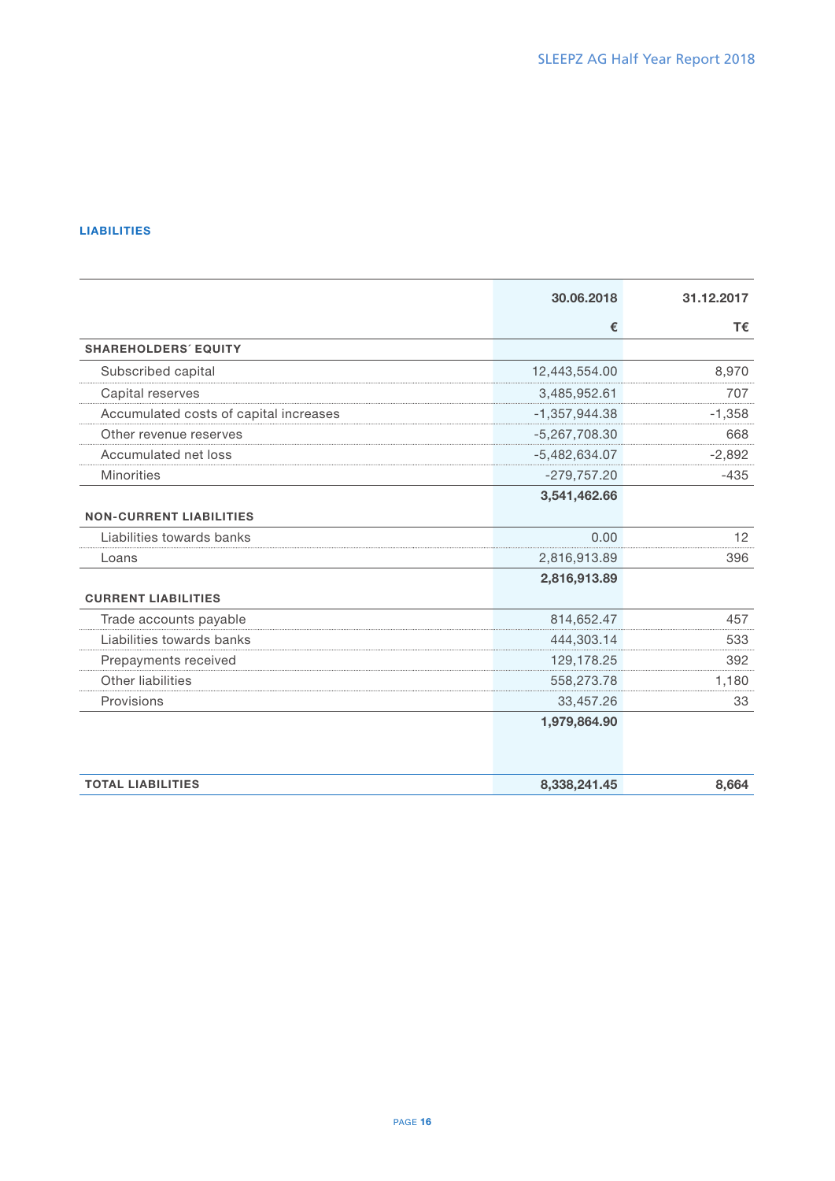## LIABILITIES

| | 30.06.2018 | 31.12.2017 |
|---|---|---|
| | € | T€ |
| **SHAREHOLDERS´ EQUITY** | | |
| Subscribed capital | 12,443,554.00 | 8,970 |
| Capital reserves | 3,485,952.61 | 707 |
| Accumulated costs of capital increases | -1,357,944.38 | -1,358 |
| Other revenue reserves | -5,267,708.30 | 668 |
| Accumulated net loss | -5,482,634.07 | -2,892 |
| Minorities | -279,757.20 | -435 |
| | **3,541,462.66** | |
| **NON-CURRENT LIABILITIES** | | |
| Liabilities towards banks | 0.00 | 12 |
| Loans | 2,816,913.89 | 396 |
| | **2,816,913.89** | |
| **CURRENT LIABILITIES** | | |
| Trade accounts payable | 814,652.47 | 457 |
| Liabilities towards banks | 444,303.14 | 533 |
| Prepayments received | 129,178.25 | 392 |
| Other liabilities | 558,273.78 | 1,180 |
| Provisions | 33,457.26 | 33 |
| | **1,979,864.90** | |
| **TOTAL LIABILITIES** | **8,338,241.45** | **8,664** |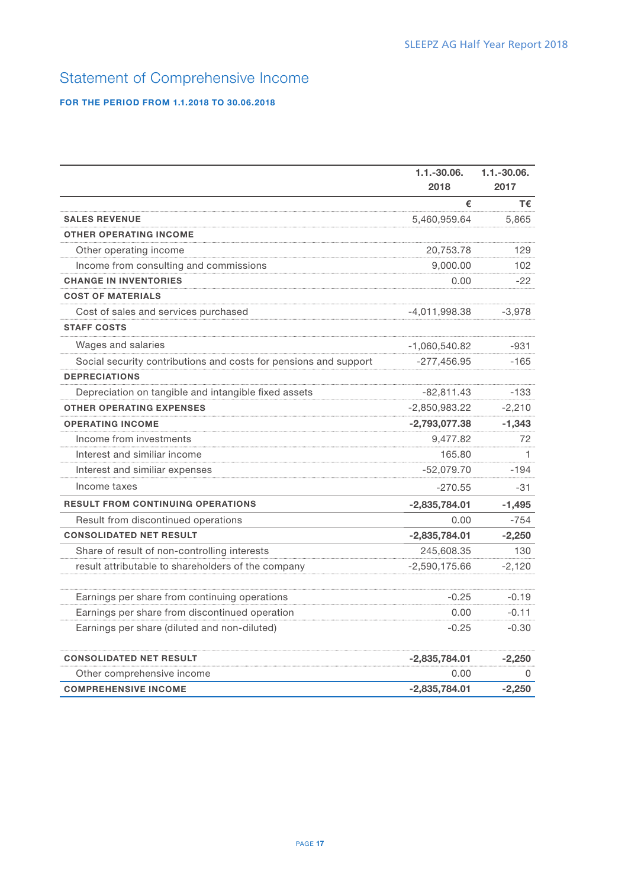# Statement of Comprehensive Income

**FOR THE PERIOD FROM 1.1.2018 TO 30.06.2018**

| | 1.1.-30.06. 2018 | 1.1.-30.06. 2017 |
|---|---|---|
| | € | T€ |
| **SALES REVENUE** | 5,460,959.64 | 5,865 |
| **OTHER OPERATING INCOME** | | |
| Other operating income | 20,753.78 | 129 |
| Income from consulting and commissions | 9,000.00 | 102 |
| **CHANGE IN INVENTORIES** | 0.00 | -22 |
| **COST OF MATERIALS** | | |
| Cost of sales and services purchased | -4,011,998.38 | -3,978 |
| **STAFF COSTS** | | |
| Wages and salaries | -1,060,540.82 | -931 |
| Social security contributions and costs for pensions and support | -277,456.95 | -165 |
| **DEPRECIATIONS** | | |
| Depreciation on tangible and intangible fixed assets | -82,811.43 | -133 |
| **OTHER OPERATING EXPENSES** | -2,850,983.22 | -2,210 |
| **OPERATING INCOME** | **-2,793,077.38** | **-1,343** |
| Income from investments | 9,477.82 | 72 |
| Interest and similiar income | 165.80 | 1 |
| Interest and similiar expenses | -52,079.70 | -194 |
| Income taxes | -270.55 | -31 |
| **RESULT FROM CONTINUING OPERATIONS** | **-2,835,784.01** | **-1,495** |
| Result from discontinued operations | 0.00 | -754 |
| **CONSOLIDATED NET RESULT** | **-2,835,784.01** | **-2,250** |
| Share of result of non-controlling interests | 245,608.35 | 130 |
| result attributable to shareholders of the company | -2,590,175.66 | -2,120 |
| | | |
| Earnings per share from continuing operations | -0.25 | -0.19 |
| Earnings per share from discontinued operation | 0.00 | -0.11 |
| Earnings per share (diluted and non-diluted) | -0.25 | -0.30 |
| | | |
| **CONSOLIDATED NET RESULT** | **-2,835,784.01** | **-2,250** |
| Other comprehensive income | 0.00 | 0 |
| **COMPREHENSIVE INCOME** | **-2,835,784.01** | **-2,250** |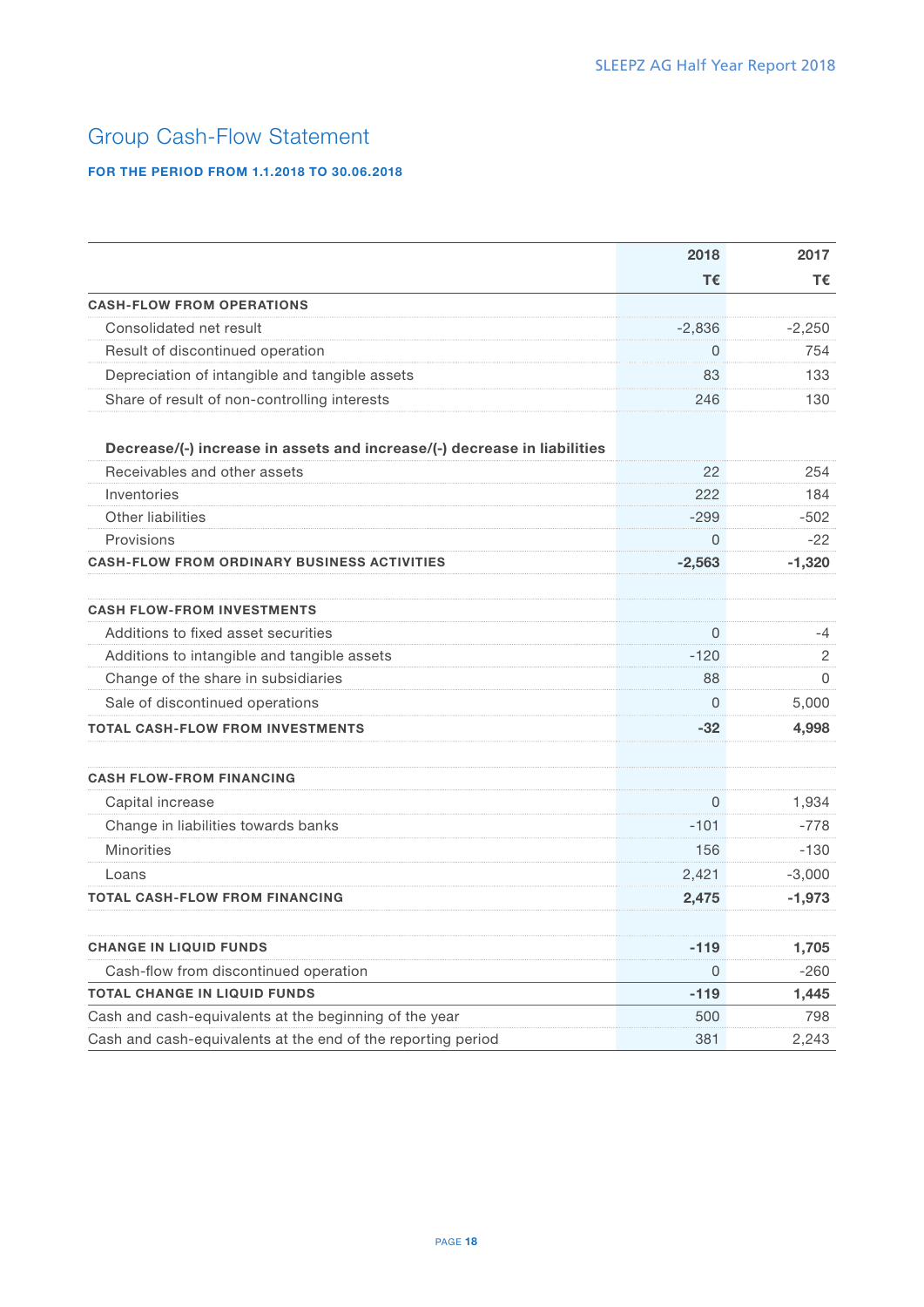# Group Cash-Flow Statement

**FOR THE PERIOD FROM 1.1.2018 TO 30.06.2018**

| | 2018 | 2017 |
|---|---|---|
| | T€ | T€ |
| **CASH-FLOW FROM OPERATIONS** | | |
| Consolidated net result | -2,836 | -2,250 |
| Result of discontinued operation | 0 | 754 |
| Depreciation of intangible and tangible assets | 83 | 133 |
| Share of result of non-controlling interests | 246 | 130 |
| **Decrease/(-) increase in assets and increase/(-) decrease in liabilities** | | |
| Receivables and other assets | 22 | 254 |
| Inventories | 222 | 184 |
| Other liabilities | -299 | -502 |
| Provisions | 0 | -22 |
| **CASH-FLOW FROM ORDINARY BUSINESS ACTIVITIES** | **-2,563** | **-1,320** |
| **CASH FLOW-FROM INVESTMENTS** | | |
| Additions to fixed asset securities | 0 | -4 |
| Additions to intangible and tangible assets | -120 | 2 |
| Change of the share in subsidiaries | 88 | 0 |
| Sale of discontinued operations | 0 | 5,000 |
| **TOTAL CASH-FLOW FROM INVESTMENTS** | **-32** | **4,998** |
| **CASH FLOW-FROM FINANCING** | | |
| Capital increase | 0 | 1,934 |
| Change in liabilities towards banks | -101 | -778 |
| Minorities | 156 | -130 |
| Loans | 2,421 | -3,000 |
| **TOTAL CASH-FLOW FROM FINANCING** | **2,475** | **-1,973** |
| **CHANGE IN LIQUID FUNDS** | **-119** | **1,705** |
| Cash-flow from discontinued operation | 0 | -260 |
| **TOTAL CHANGE IN LIQUID FUNDS** | **-119** | **1,445** |
| Cash and cash-equivalents at the beginning of the year | 500 | 798 |
| Cash and cash-equivalents at the end of the reporting period | 381 | 2,243 |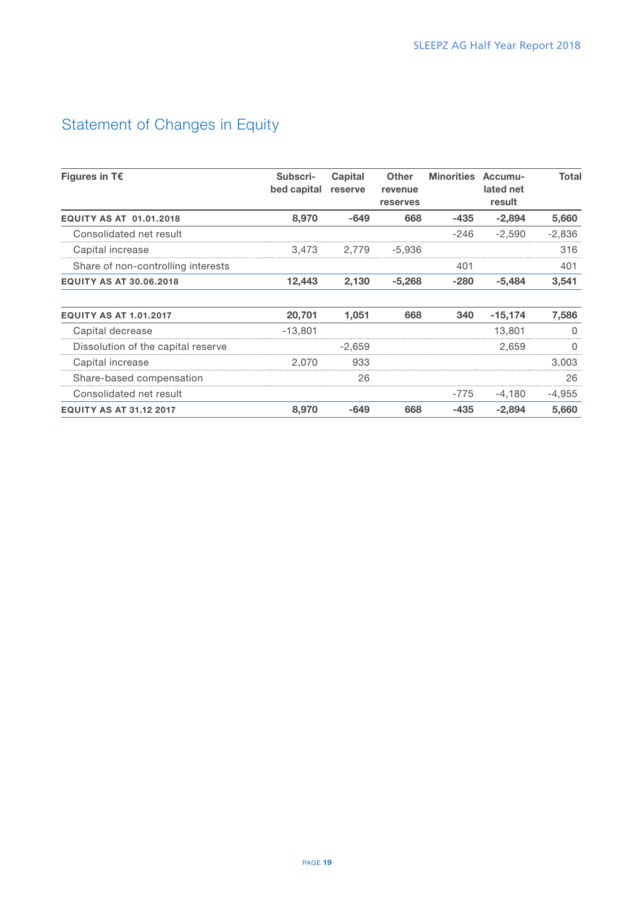## Statement of Changes in Equity

| Figures in T€ | Subscribed capital | Capital reserve | Other revenue reserves | Minorities | Accumulated net result | Total |
|---|---|---|---|---|---|---|
| **EQUITY AS AT 01.01.2018** | **8,970** | **-649** | **668** | **-435** | **-2,894** | **5,660** |
| Consolidated net result | | | | -246 | -2,590 | -2,836 |
| Capital increase | 3,473 | 2,779 | -5,936 | | | 316 |
| Share of non-controlling interests | | | | 401 | | 401 |
| **EQUITY AS AT 30.06.2018** | **12,443** | **2,130** | **-5,268** | **-280** | **-5,484** | **3,541** |

| Figures in T€ | Subscribed capital | Capital reserve | Other revenue reserves | Minorities | Accumulated net result | Total |
|---|---|---|---|---|---|---|
| **EQUITY AS AT 1.01.2017** | **20,701** | **1,051** | **668** | **340** | **-15,174** | **7,586** |
| Capital decrease | -13,801 | | | | 13,801 | 0 |
| Dissolution of the capital reserve | | -2,659 | | | 2,659 | 0 |
| Capital increase | 2,070 | 933 | | | | 3,003 |
| Share-based compensation | | 26 | | | | 26 |
| Consolidated net result | | | | -775 | -4,180 | -4,955 |
| **EQUITY AS AT 31.12 2017** | **8,970** | **-649** | **668** | **-435** | **-2,894** | **5,660** |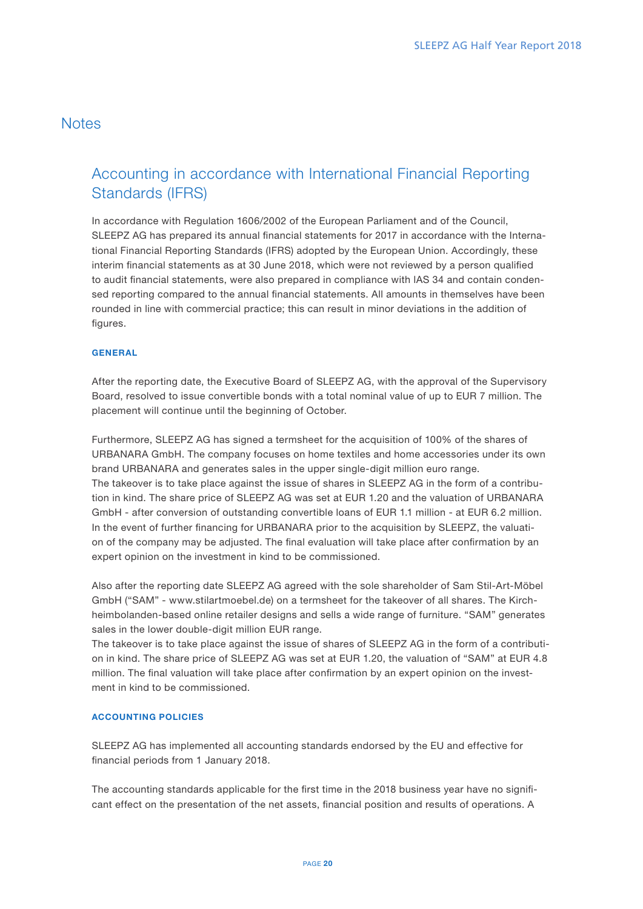# Notes

## Accounting in accordance with International Financial Reporting Standards (IFRS)

In accordance with Regulation 1606/2002 of the European Parliament and of the Council, SLEEPZ AG has prepared its annual financial statements for 2017 in accordance with the International Financial Reporting Standards (IFRS) adopted by the European Union. Accordingly, these interim financial statements as at 30 June 2018, which were not reviewed by a person qualified to audit financial statements, were also prepared in compliance with IAS 34 and contain condensed reporting compared to the annual financial statements. All amounts in themselves have been rounded in line with commercial practice; this can result in minor deviations in the addition of figures.

### GENERAL

After the reporting date, the Executive Board of SLEEPZ AG, with the approval of the Supervisory Board, resolved to issue convertible bonds with a total nominal value of up to EUR 7 million. The placement will continue until the beginning of October.

Furthermore, SLEEPZ AG has signed a termsheet for the acquisition of 100% of the shares of URBANARA GmbH. The company focuses on home textiles and home accessories under its own brand URBANARA and generates sales in the upper single-digit million euro range.
The takeover is to take place against the issue of shares in SLEEPZ AG in the form of a contribution in kind. The share price of SLEEPZ AG was set at EUR 1.20 and the valuation of URBANARA GmbH - after conversion of outstanding convertible loans of EUR 1.1 million - at EUR 6.2 million. In the event of further financing for URBANARA prior to the acquisition by SLEEPZ, the valuation of the company may be adjusted. The final evaluation will take place after confirmation by an expert opinion on the investment in kind to be commissioned.

Also after the reporting date SLEEPZ AG agreed with the sole shareholder of Sam Stil-Art-Möbel GmbH ("SAM" - www.stilartmoebel.de) on a termsheet for the takeover of all shares. The Kirchheimbolanden-based online retailer designs and sells a wide range of furniture. "SAM" generates sales in the lower double-digit million EUR range.
The takeover is to take place against the issue of shares of SLEEPZ AG in the form of a contribution in kind. The share price of SLEEPZ AG was set at EUR 1.20, the valuation of "SAM" at EUR 4.8 million. The final valuation will take place after confirmation by an expert opinion on the investment in kind to be commissioned.

### ACCOUNTING POLICIES

SLEEPZ AG has implemented all accounting standards endorsed by the EU and effective for financial periods from 1 January 2018.

The accounting standards applicable for the first time in the 2018 business year have no significant effect on the presentation of the net assets, financial position and results of operations. A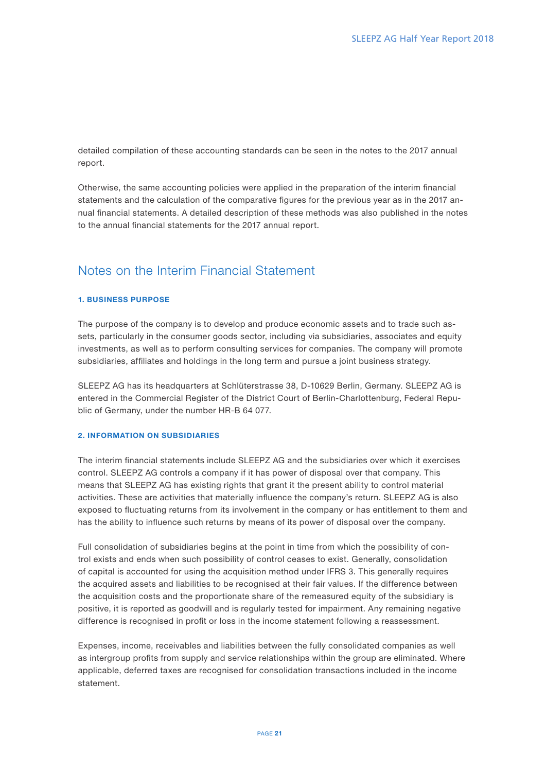detailed compilation of these accounting standards can be seen in the notes to the 2017 annual report.

Otherwise, the same accounting policies were applied in the preparation of the interim financial statements and the calculation of the comparative figures for the previous year as in the 2017 annual financial statements. A detailed description of these methods was also published in the notes to the annual financial statements for the 2017 annual report.

## Notes on the Interim Financial Statement

### 1. BUSINESS PURPOSE

The purpose of the company is to develop and produce economic assets and to trade such assets, particularly in the consumer goods sector, including via subsidiaries, associates and equity investments, as well as to perform consulting services for companies. The company will promote subsidiaries, affiliates and holdings in the long term and pursue a joint business strategy.

SLEEPZ AG has its headquarters at Schlüterstrasse 38, D-10629 Berlin, Germany. SLEEPZ AG is entered in the Commercial Register of the District Court of Berlin-Charlottenburg, Federal Republic of Germany, under the number HR-B 64 077.

### 2. INFORMATION ON SUBSIDIARIES

The interim financial statements include SLEEPZ AG and the subsidiaries over which it exercises control. SLEEPZ AG controls a company if it has power of disposal over that company. This means that SLEEPZ AG has existing rights that grant it the present ability to control material activities. These are activities that materially influence the company's return. SLEEPZ AG is also exposed to fluctuating returns from its involvement in the company or has entitlement to them and has the ability to influence such returns by means of its power of disposal over the company.

Full consolidation of subsidiaries begins at the point in time from which the possibility of control exists and ends when such possibility of control ceases to exist. Generally, consolidation of capital is accounted for using the acquisition method under IFRS 3. This generally requires the acquired assets and liabilities to be recognised at their fair values. If the difference between the acquisition costs and the proportionate share of the remeasured equity of the subsidiary is positive, it is reported as goodwill and is regularly tested for impairment. Any remaining negative difference is recognised in profit or loss in the income statement following a reassessment.

Expenses, income, receivables and liabilities between the fully consolidated companies as well as intergroup profits from supply and service relationships within the group are eliminated. Where applicable, deferred taxes are recognised for consolidation transactions included in the income statement.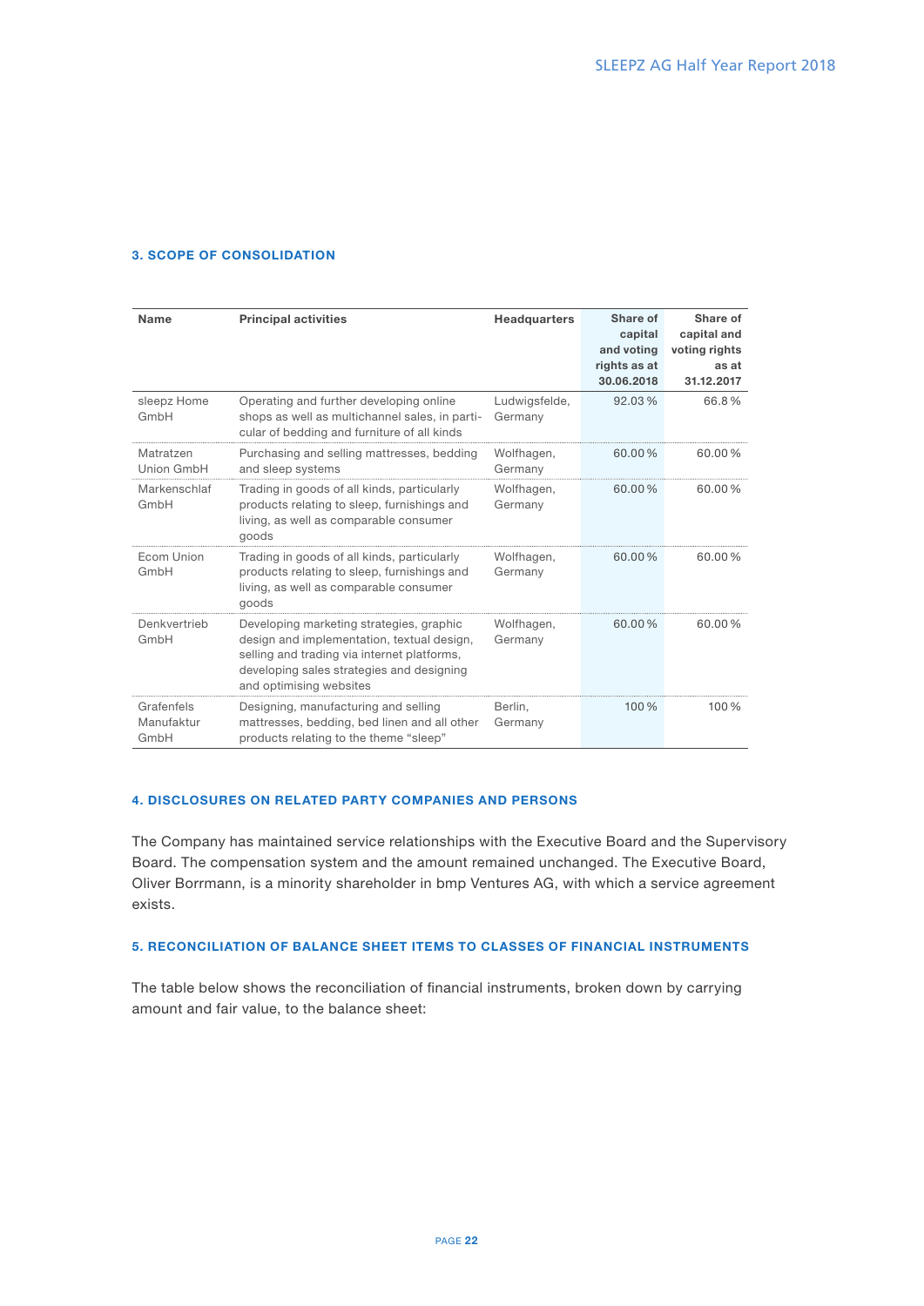### 3. SCOPE OF CONSOLIDATION

| Name | Principal activities | Headquarters | Share of capital and voting rights as at 30.06.2018 | Share of capital and voting rights as at 31.12.2017 |
|---|---|---|---|---|
| sleepz Home GmbH | Operating and further developing online shops as well as multichannel sales, in particular of bedding and furniture of all kinds | Ludwigsfelde, Germany | 92.03 % | 66.8 % |
| Matratzen Union GmbH | Purchasing and selling mattresses, bedding and sleep systems | Wolfhagen, Germany | 60.00 % | 60.00 % |
| Markenschlaf GmbH | Trading in goods of all kinds, particularly products relating to sleep, furnishings and living, as well as comparable consumer goods | Wolfhagen, Germany | 60.00 % | 60.00 % |
| Ecom Union GmbH | Trading in goods of all kinds, particularly products relating to sleep, furnishings and living, as well as comparable consumer goods | Wolfhagen, Germany | 60.00 % | 60.00 % |
| Denkvertrieb GmbH | Developing marketing strategies, graphic design and implementation, textual design, selling and trading via internet platforms, developing sales strategies and designing and optimising websites | Wolfhagen, Germany | 60.00 % | 60.00 % |
| Grafenfels Manufaktur GmbH | Designing, manufacturing and selling mattresses, bedding, bed linen and all other products relating to the theme "sleep" | Berlin, Germany | 100 % | 100 % |

### 4. DISCLOSURES ON RELATED PARTY COMPANIES AND PERSONS

The Company has maintained service relationships with the Executive Board and the Supervisory Board. The compensation system and the amount remained unchanged. The Executive Board, Oliver Borrmann, is a minority shareholder in bmp Ventures AG, with which a service agreement exists.

### 5. RECONCILIATION OF BALANCE SHEET ITEMS TO CLASSES OF FINANCIAL INSTRUMENTS

The table below shows the reconciliation of financial instruments, broken down by carrying amount and fair value, to the balance sheet: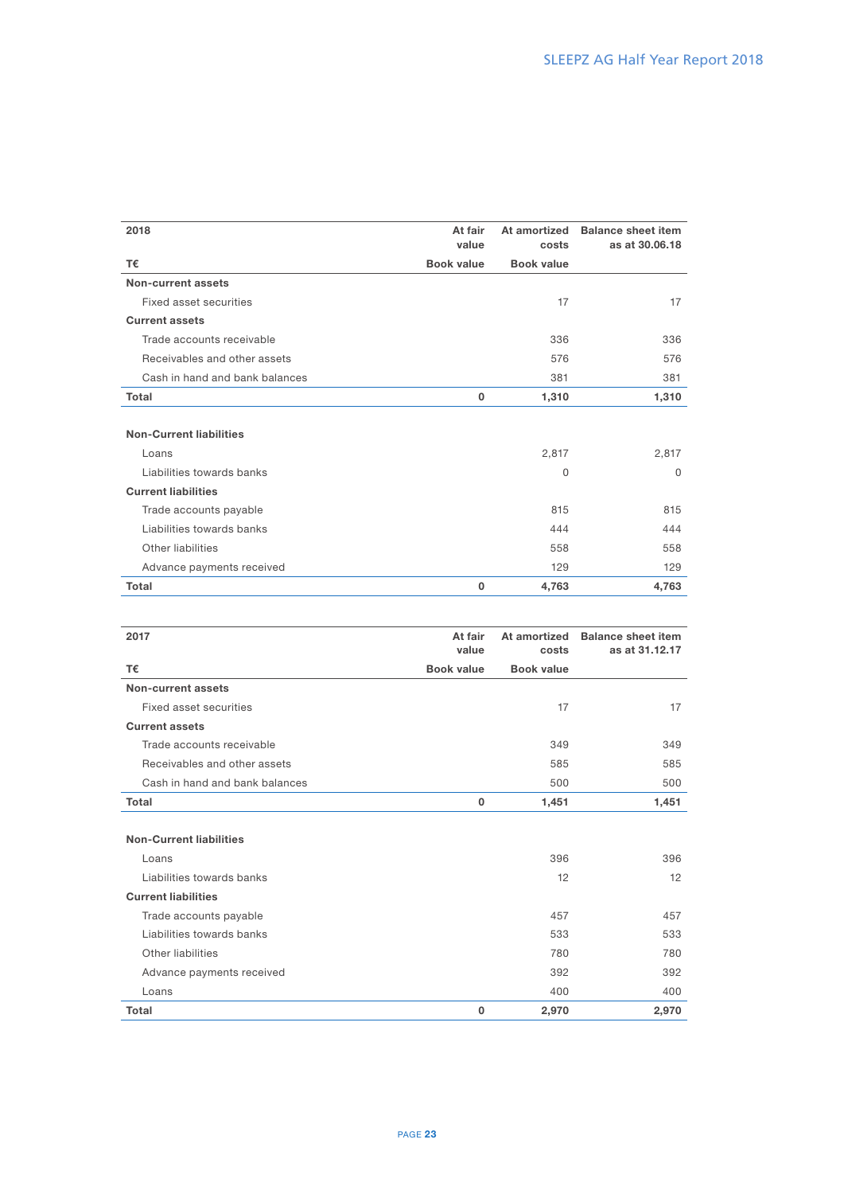| 2018 | At fair value | At amortized costs | Balance sheet item as at 30.06.18 |
|---|---|---|---|
| T€ | Book value | Book value | |
| **Non-current assets** | | | |
| Fixed asset securities | | 17 | 17 |
| **Current assets** | | | |
| Trade accounts receivable | | 336 | 336 |
| Receivables and other assets | | 576 | 576 |
| Cash in hand and bank balances | | 381 | 381 |
| **Total** | **0** | **1,310** | **1,310** |
| | | | |
| **Non-Current liabilities** | | | |
| Loans | | 2,817 | 2,817 |
| Liabilities towards banks | | 0 | 0 |
| **Current liabilities** | | | |
| Trade accounts payable | | 815 | 815 |
| Liabilities towards banks | | 444 | 444 |
| Other liabilities | | 558 | 558 |
| Advance payments received | | 129 | 129 |
| **Total** | **0** | **4,763** | **4,763** |

| 2017 | At fair value | At amortized costs | Balance sheet item as at 31.12.17 |
|---|---|---|---|
| T€ | Book value | Book value | |
| **Non-current assets** | | | |
| Fixed asset securities | | 17 | 17 |
| **Current assets** | | | |
| Trade accounts receivable | | 349 | 349 |
| Receivables and other assets | | 585 | 585 |
| Cash in hand and bank balances | | 500 | 500 |
| **Total** | **0** | **1,451** | **1,451** |
| | | | |
| **Non-Current liabilities** | | | |
| Loans | | 396 | 396 |
| Liabilities towards banks | | 12 | 12 |
| **Current liabilities** | | | |
| Trade accounts payable | | 457 | 457 |
| Liabilities towards banks | | 533 | 533 |
| Other liabilities | | 780 | 780 |
| Advance payments received | | 392 | 392 |
| Loans | | 400 | 400 |
| **Total** | **0** | **2,970** | **2,970** |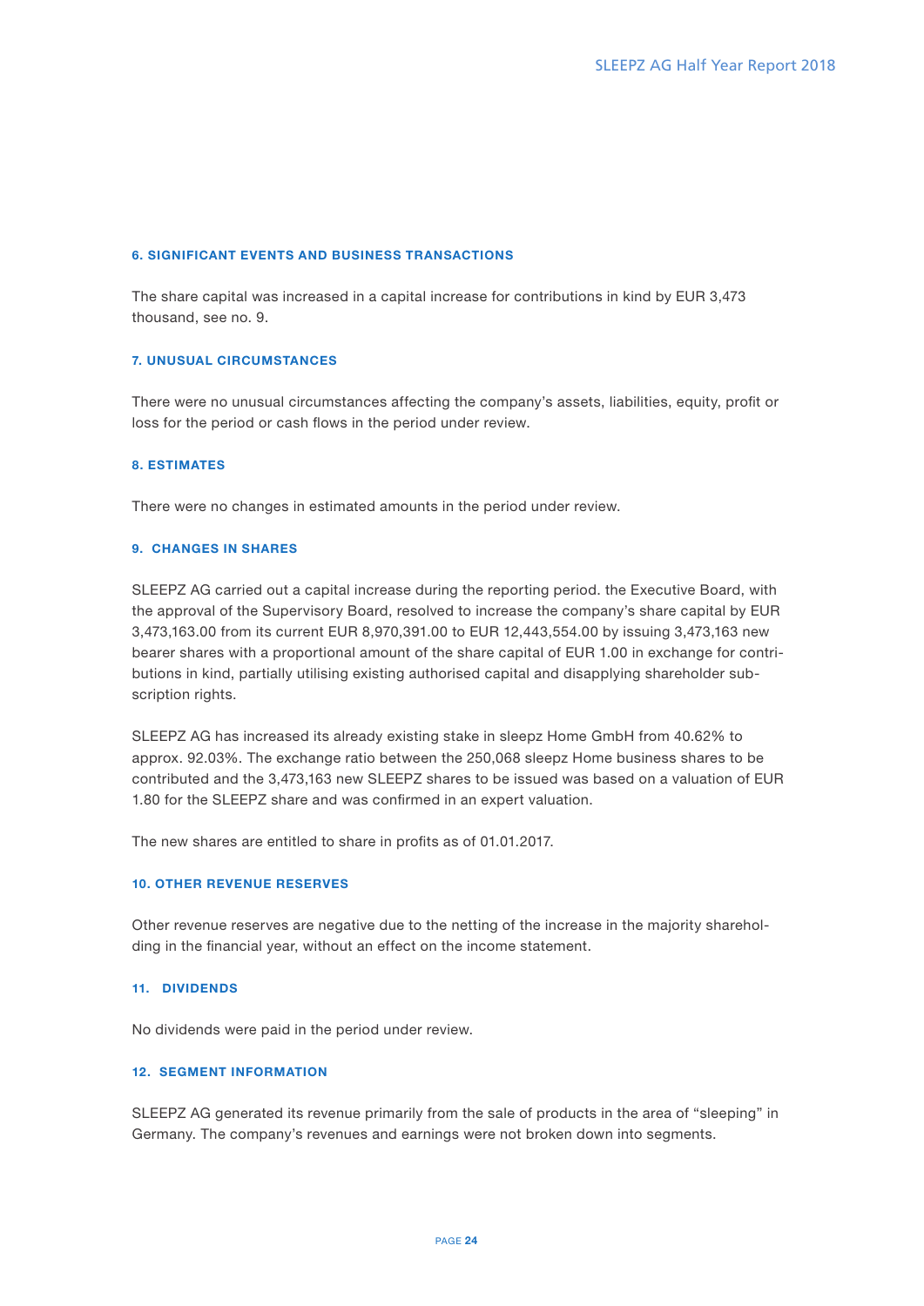### 6. SIGNIFICANT EVENTS AND BUSINESS TRANSACTIONS

The share capital was increased in a capital increase for contributions in kind by EUR 3,473 thousand, see no. 9.

### 7. UNUSUAL CIRCUMSTANCES

There were no unusual circumstances affecting the company's assets, liabilities, equity, profit or loss for the period or cash flows in the period under review.

### 8. ESTIMATES

There were no changes in estimated amounts in the period under review.

### 9. CHANGES IN SHARES

SLEEPZ AG carried out a capital increase during the reporting period. the Executive Board, with the approval of the Supervisory Board, resolved to increase the company's share capital by EUR 3,473,163.00 from its current EUR 8,970,391.00 to EUR 12,443,554.00 by issuing 3,473,163 new bearer shares with a proportional amount of the share capital of EUR 1.00 in exchange for contributions in kind, partially utilising existing authorised capital and disapplying shareholder subscription rights.

SLEEPZ AG has increased its already existing stake in sleepz Home GmbH from 40.62% to approx. 92.03%. The exchange ratio between the 250,068 sleepz Home business shares to be contributed and the 3,473,163 new SLEEPZ shares to be issued was based on a valuation of EUR 1.80 for the SLEEPZ share and was confirmed in an expert valuation.

The new shares are entitled to share in profits as of 01.01.2017.

### 10. OTHER REVENUE RESERVES

Other revenue reserves are negative due to the netting of the increase in the majority shareholding in the financial year, without an effect on the income statement.

### 11. DIVIDENDS

No dividends were paid in the period under review.

### 12. SEGMENT INFORMATION

SLEEPZ AG generated its revenue primarily from the sale of products in the area of "sleeping" in Germany. The company's revenues and earnings were not broken down into segments.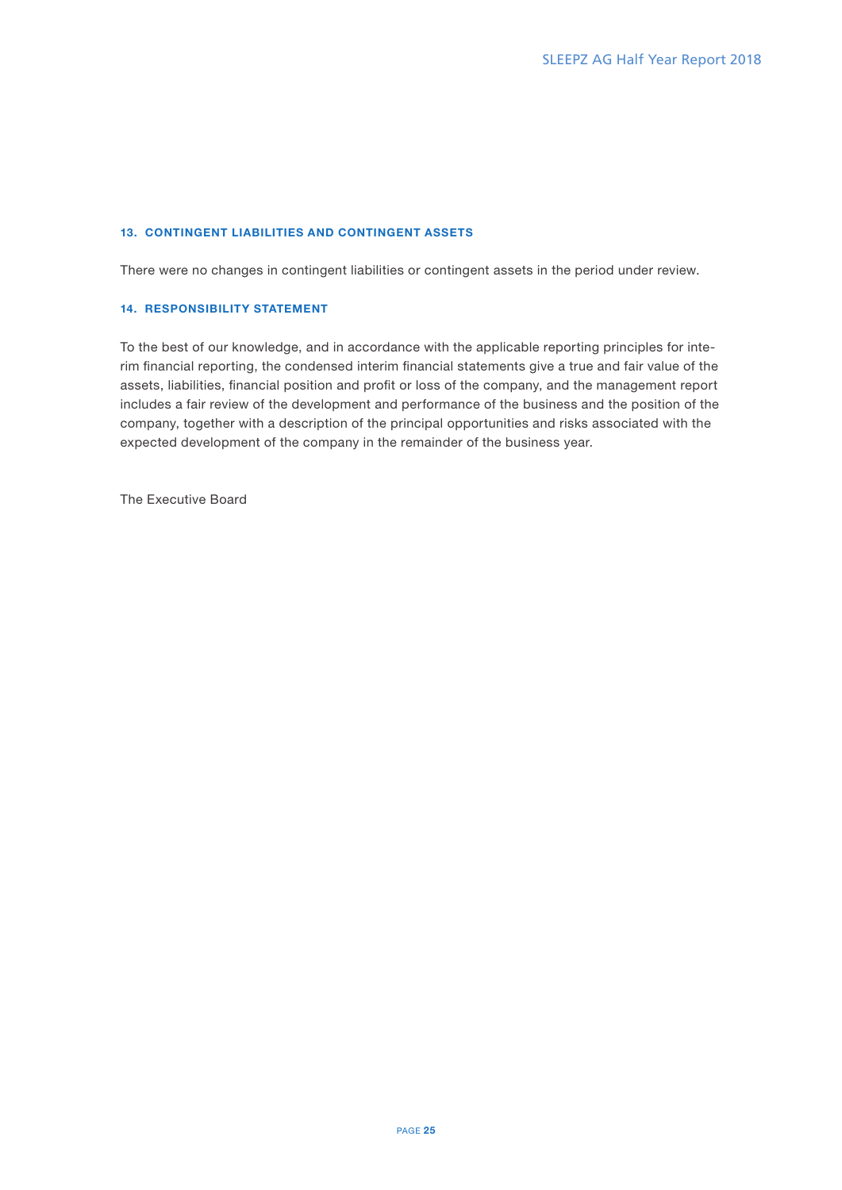### 13. CONTINGENT LIABILITIES AND CONTINGENT ASSETS

There were no changes in contingent liabilities or contingent assets in the period under review.

### 14. RESPONSIBILITY STATEMENT

To the best of our knowledge, and in accordance with the applicable reporting principles for interim financial reporting, the condensed interim financial statements give a true and fair value of the assets, liabilities, financial position and profit or loss of the company, and the management report includes a fair review of the development and performance of the business and the position of the company, together with a description of the principal opportunities and risks associated with the expected development of the company in the remainder of the business year.

The Executive Board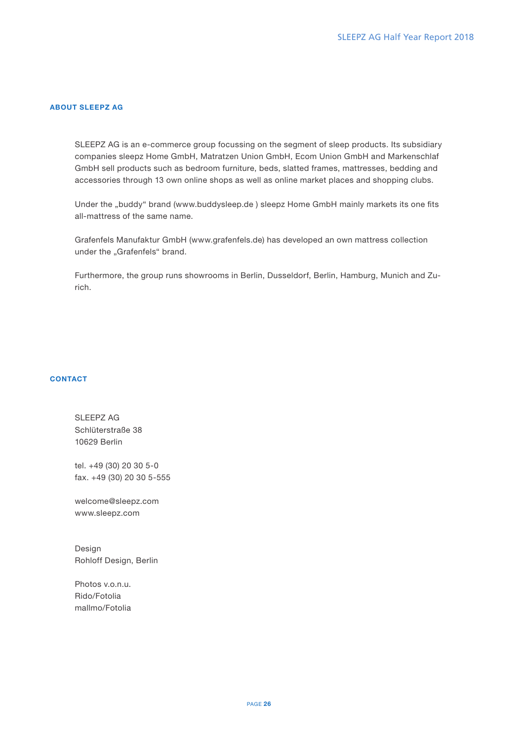## ABOUT SLEEPZ AG

SLEEPZ AG is an e-commerce group focussing on the segment of sleep products. Its subsidiary companies sleepz Home GmbH, Matratzen Union GmbH, Ecom Union GmbH and Markenschlaf GmbH sell products such as bedroom furniture, beds, slatted frames, mattresses, bedding and accessories through 13 own online shops as well as online market places and shopping clubs.

Under the „buddy“ brand (www.buddysleep.de ) sleepz Home GmbH mainly markets its one fits all-mattress of the same name.

Grafenfels Manufaktur GmbH (www.grafenfels.de) has developed an own mattress collection under the „Grafenfels“ brand.

Furthermore, the group runs showrooms in Berlin, Dusseldorf, Berlin, Hamburg, Munich and Zurich.

## CONTACT

SLEEPZ AG
Schlüterstraße 38
10629 Berlin

tel. +49 (30) 20 30 5-0
fax. +49 (30) 20 30 5-555

welcome@sleepz.com
www.sleepz.com

Design
Rohloff Design, Berlin

Photos v.o.n.u.
Rido/Fotolia
mallmo/Fotolia